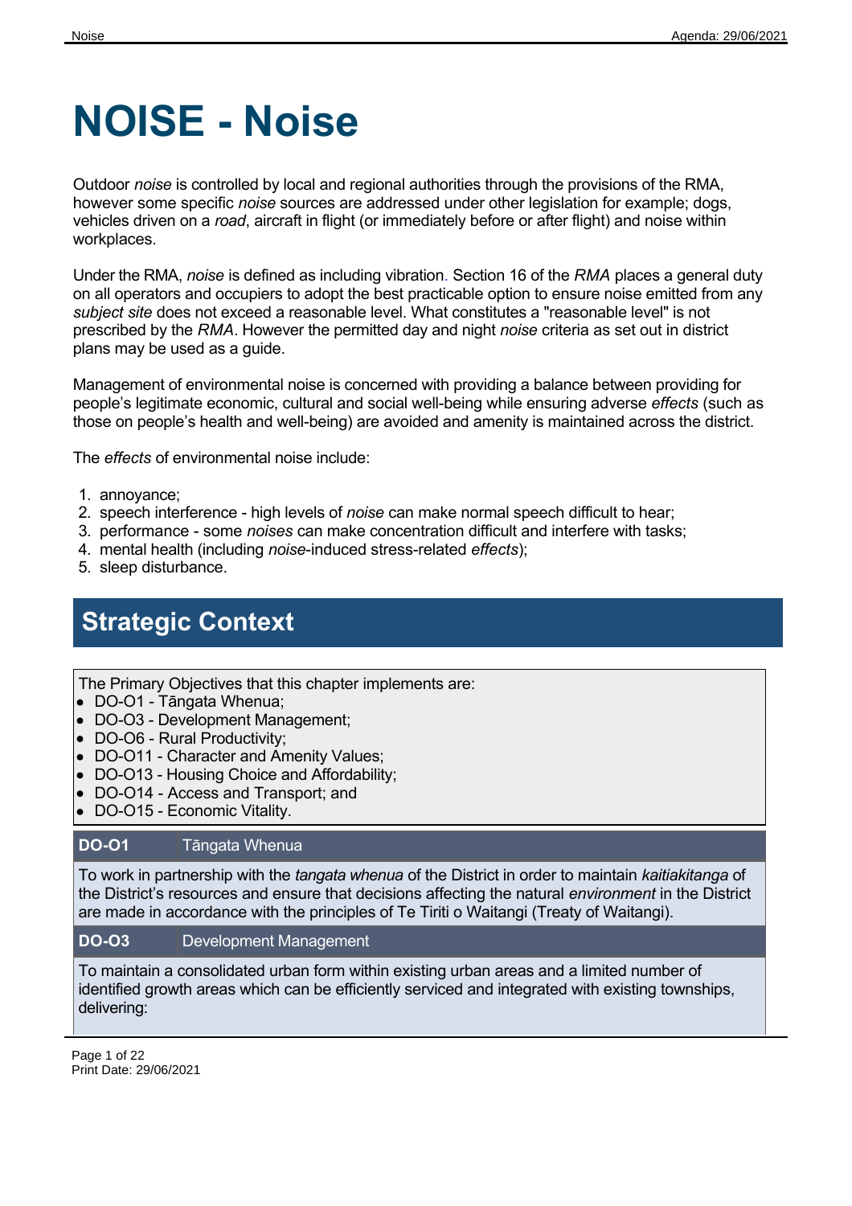# NOISE - Noise

Outdoor *noise* is controlled by local and regional authorities through the provisions of the RMA, however some specific *noise* sources are addressed under other legislation for example; dogs, vehicles driven on a *road*, aircraft in flight (or immediately before or after flight) and noise within workplaces.

Under the RMA, *noise* is defined as including vibration. Section 16 of the *RMA* places a general duty on all operators and occupiers to adopt the best practicable option to ensure noise emitted from any *subject site* does not exceed a reasonable level. What constitutes a "reasonable level" is not prescribed by the *RMA*. However the permitted day and night *noise* criteria as set out in district plans may be used as a guide.

Management of environmental noise is concerned with providing a balance between providing for people's legitimate economic, cultural and social well-being while ensuring adverse *effects* (such as those on people's health and well-being) are avoided and amenity is maintained across the district.

The *effects* of environmental noise include:

1. annoyance;
2. speech interference - high levels of *noise* can make normal speech difficult to hear;
3. performance - some *noises* can make concentration difficult and interfere with tasks;
4. mental health (including *noise*-induced stress-related *effects*);
5. sleep disturbance.

## Strategic Context

The Primary Objectives that this chapter implements are:

- DO-O1 - Tāngata Whenua;
- DO-O3 - Development Management;
- DO-O6 - Rural Productivity;
- DO-O11 - Character and Amenity Values;
- DO-O13 - Housing Choice and Affordability;
- DO-O14 - Access and Transport; and
- DO-O15 - Economic Vitality.

**DO-O1** Tāngata Whenua

To work in partnership with the *tangata whenua* of the District in order to maintain *kaitiakitanga* of the District's resources and ensure that decisions affecting the natural *environment* in the District are made in accordance with the principles of Te Tiriti o Waitangi (Treaty of Waitangi).

**DO-O3** Development Management

To maintain a consolidated urban form within existing urban areas and a limited number of identified growth areas which can be efficiently serviced and integrated with existing townships, delivering: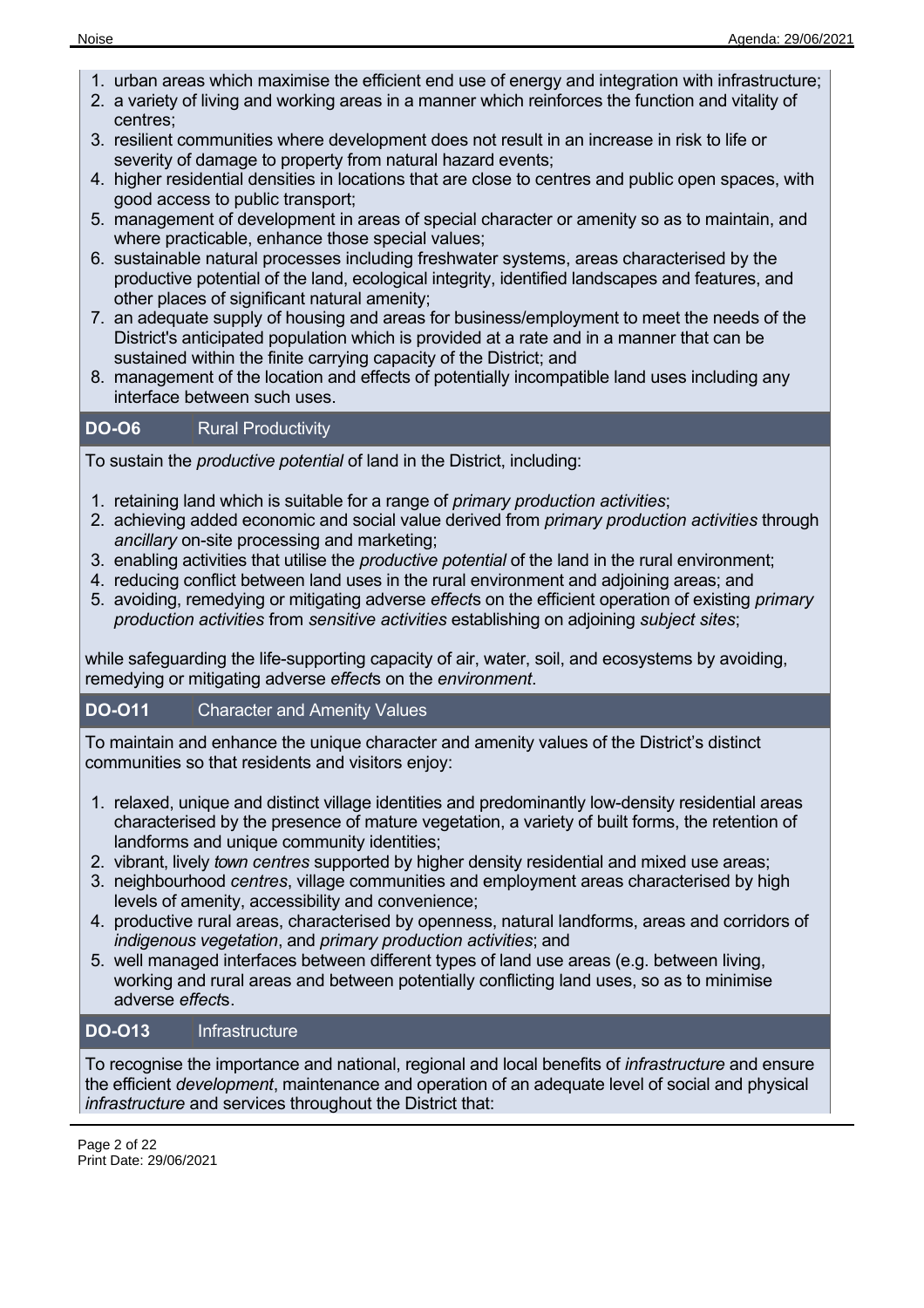1. urban areas which maximise the efficient end use of energy and integration with infrastructure;
2. a variety of living and working areas in a manner which reinforces the function and vitality of centres;
3. resilient communities where development does not result in an increase in risk to life or severity of damage to property from natural hazard events;
4. higher residential densities in locations that are close to centres and public open spaces, with good access to public transport;
5. management of development in areas of special character or amenity so as to maintain, and where practicable, enhance those special values;
6. sustainable natural processes including freshwater systems, areas characterised by the productive potential of the land, ecological integrity, identified landscapes and features, and other places of significant natural amenity;
7. an adequate supply of housing and areas for business/employment to meet the needs of the District's anticipated population which is provided at a rate and in a manner that can be sustained within the finite carrying capacity of the District; and
8. management of the location and effects of potentially incompatible land uses including any interface between such uses.

### DO-O6 Rural Productivity

To sustain the *productive potential* of land in the District, including:

1. retaining land which is suitable for a range of *primary production activities*;
2. achieving added economic and social value derived from *primary production activities* through *ancillary* on-site processing and marketing;
3. enabling activities that utilise the *productive potential* of the land in the rural environment;
4. reducing conflict between land uses in the rural environment and adjoining areas; and
5. avoiding, remedying or mitigating adverse *effect*s on the efficient operation of existing *primary production activities* from *sensitive activities* establishing on adjoining *subject sites*;

while safeguarding the life-supporting capacity of air, water, soil, and ecosystems by avoiding, remedying or mitigating adverse *effect*s on the *environment*.

### DO-O11 Character and Amenity Values

To maintain and enhance the unique character and amenity values of the District's distinct communities so that residents and visitors enjoy:

1. relaxed, unique and distinct village identities and predominantly low-density residential areas characterised by the presence of mature vegetation, a variety of built forms, the retention of landforms and unique community identities;
2. vibrant, lively *town centres* supported by higher density residential and mixed use areas;
3. neighbourhood *centres*, village communities and employment areas characterised by high levels of amenity, accessibility and convenience;
4. productive rural areas, characterised by openness, natural landforms, areas and corridors of *indigenous vegetation*, and *primary production activities*; and
5. well managed interfaces between different types of land use areas (e.g. between living, working and rural areas and between potentially conflicting land uses, so as to minimise adverse *effect*s.

### DO-O13 Infrastructure

To recognise the importance and national, regional and local benefits of *infrastructure* and ensure the efficient *development*, maintenance and operation of an adequate level of social and physical *infrastructure* and services throughout the District that: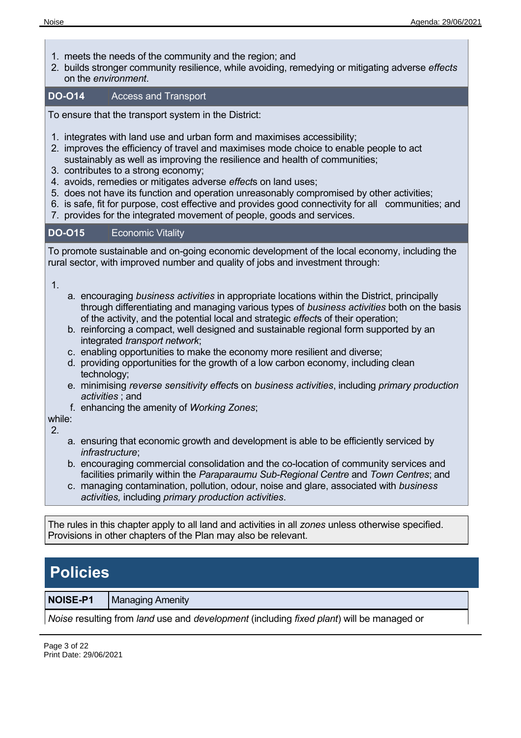1. meets the needs of the community and the region; and
2. builds stronger community resilience, while avoiding, remedying or mitigating adverse *effects* on the *environment*.

| **DO-O14** | Access and Transport |
|---|---|

To ensure that the transport system in the District:

1. integrates with land use and urban form and maximises accessibility;
2. improves the efficiency of travel and maximises mode choice to enable people to act sustainably as well as improving the resilience and health of communities;
3. contributes to a strong economy;
4. avoids, remedies or mitigates adverse *effect*s on land uses;
5. does not have its function and operation unreasonably compromised by other activities;
6. is safe, fit for purpose, cost effective and provides good connectivity for all communities; and
7. provides for the integrated movement of people, goods and services.

| **DO-O15** | Economic Vitality |
|---|---|

To promote sustainable and on-going economic development of the local economy, including the rural sector, with improved number and quality of jobs and investment through:

1.
    a. encouraging *business activities* in appropriate locations within the District, principally through differentiating and managing various types of *business activities* both on the basis of the activity, and the potential local and strategic *effect*s of their operation;
    b. reinforcing a compact, well designed and sustainable regional form supported by an integrated *transport network*;
    c. enabling opportunities to make the economy more resilient and diverse;
    d. providing opportunities for the growth of a low carbon economy, including clean technology;
    e. minimising *reverse sensitivity effect*s on *business activities*, including *primary production activities* ; and
    f. enhancing the amenity of *Working Zones*;

while:

2.
    a. ensuring that economic growth and development is able to be efficiently serviced by *infrastructure*;
    b. encouraging commercial consolidation and the co-location of community services and facilities primarily within the *Paraparaumu Sub-Regional Centre* and *Town Centres*; and
    c. managing contamination, pollution, odour, noise and glare, associated with *business activities,* including *primary production activities*.

The rules in this chapter apply to all land and activities in all *zones* unless otherwise specified. Provisions in other chapters of the Plan may also be relevant.

# Policies

| **NOISE-P1** | Managing Amenity |
|---|---|

*Noise* resulting from *land* use and *development* (including *fixed plant*) will be managed or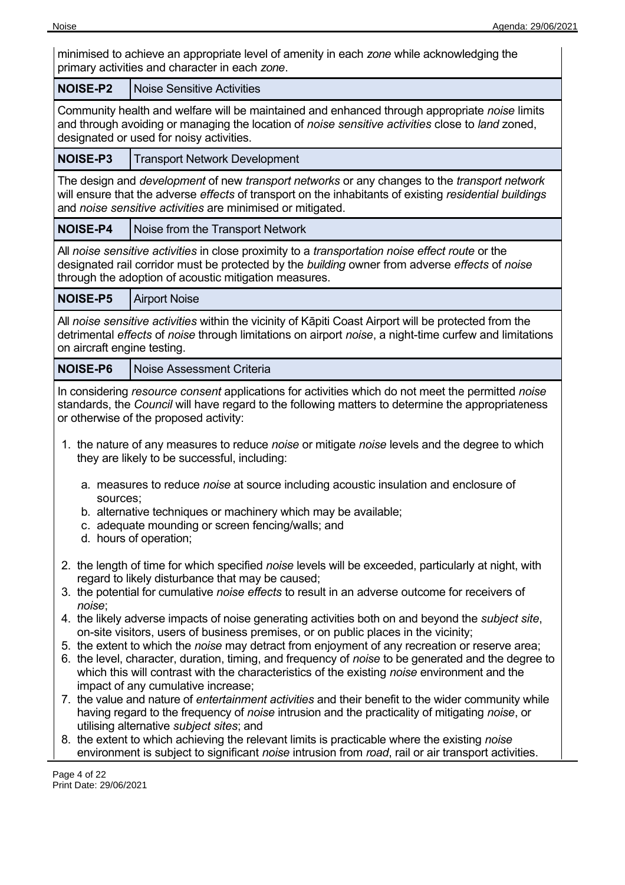minimised to achieve an appropriate level of amenity in each *zone* while acknowledging the primary activities and character in each *zone*.

| **NOISE-P2** | Noise Sensitive Activities |
|---|---|

Community health and welfare will be maintained and enhanced through appropriate *noise* limits and through avoiding or managing the location of *noise sensitive activities* close to *land* zoned, designated or used for noisy activities.

| **NOISE-P3** | Transport Network Development |
|---|---|

The design and *development* of new *transport networks* or any changes to the *transport network* will ensure that the adverse *effects* of transport on the inhabitants of existing *residential buildings* and *noise sensitive activities* are minimised or mitigated.

| **NOISE-P4** | Noise from the Transport Network |
|---|---|

All *noise sensitive activities* in close proximity to a *transportation noise effect route* or the designated rail corridor must be protected by the *building* owner from adverse *effects* of *noise* through the adoption of acoustic mitigation measures.

| **NOISE-P5** | Airport Noise |
|---|---|

All *noise sensitive activities* within the vicinity of Kāpiti Coast Airport will be protected from the detrimental *effects* of *noise* through limitations on airport *noise*, a night-time curfew and limitations on aircraft engine testing.

| **NOISE-P6** | Noise Assessment Criteria |
|---|---|

In considering *resource consent* applications for activities which do not meet the permitted *noise* standards, the *Council* will have regard to the following matters to determine the appropriateness or otherwise of the proposed activity:

1. the nature of any measures to reduce *noise* or mitigate *noise* levels and the degree to which they are likely to be successful, including:
    a. measures to reduce *noise* at source including acoustic insulation and enclosure of sources;
    b. alternative techniques or machinery which may be available;
    c. adequate mounding or screen fencing/walls; and
    d. hours of operation;
2. the length of time for which specified *noise* levels will be exceeded, particularly at night, with regard to likely disturbance that may be caused;
3. the potential for cumulative *noise effects* to result in an adverse outcome for receivers of *noise*;
4. the likely adverse impacts of noise generating activities both on and beyond the *subject site*, on-site visitors, users of business premises, or on public places in the vicinity;
5. the extent to which the *noise* may detract from enjoyment of any recreation or reserve area;
6. the level, character, duration, timing, and frequency of *noise* to be generated and the degree to which this will contrast with the characteristics of the existing *noise* environment and the impact of any cumulative increase;
7. the value and nature of *entertainment activities* and their benefit to the wider community while having regard to the frequency of *noise* intrusion and the practicality of mitigating *noise*, or utilising alternative *subject sites*; and
8. the extent to which achieving the relevant limits is practicable where the existing *noise* environment is subject to significant *noise* intrusion from *road*, rail or air transport activities.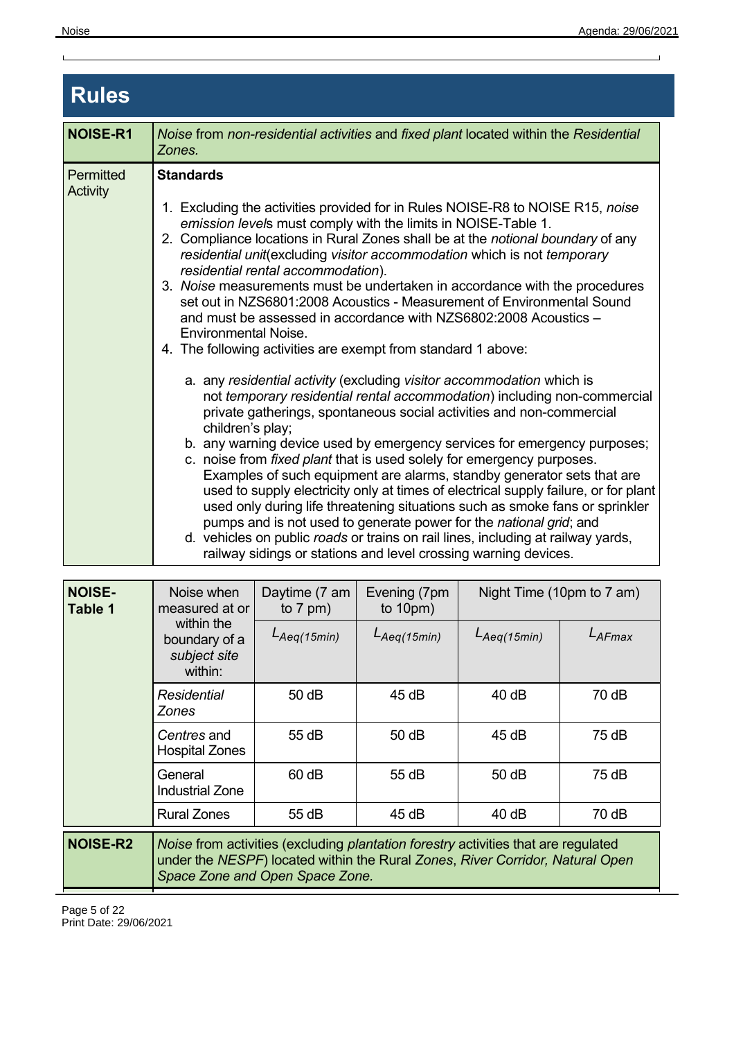# Rules

| NOISE-R1 | *Noise* from *non-residential activities* and *fixed plant* located within the *Residential Zones.* |
|---|---|
| Permitted Activity | **Standards**<br><br>1. Excluding the activities provided for in Rules NOISE-R8 to NOISE R15, *noise emission level*s must comply with the limits in NOISE-Table 1.<br>2. Compliance locations in Rural Zones shall be at the *notional boundary* of any *residential unit*(excluding *visitor accommodation* which is not *temporary residential rental accommodation*).<br>3. *Noise* measurements must be undertaken in accordance with the procedures set out in NZS6801:2008 Acoustics - Measurement of Environmental Sound and must be assessed in accordance with NZS6802:2008 Acoustics – Environmental Noise.<br>4. The following activities are exempt from standard 1 above:<br><br>a. any *residential activity* (excluding *visitor accommodation* which is not *temporary residential rental accommodation*) including non-commercial private gatherings, spontaneous social activities and non-commercial children's play;<br>b. any warning device used by emergency services for emergency purposes;<br>c. noise from *fixed plant* that is used solely for emergency purposes. Examples of such equipment are alarms, standby generator sets that are used to supply electricity only at times of electrical supply failure, or for plant used only during life threatening situations such as smoke fans or sprinkler pumps and is not used to generate power for the *national grid*; and<br>d. vehicles on public *roads* or trains on rail lines, including at railway yards, railway sidings or stations and level crossing warning devices. |

| NOISE-Table 1 | Noise when measured at or within the boundary of a *subject site* within: | Daytime (7 am to 7 pm) | Evening (7pm to 10pm) | Night Time (10pm to 7 am) | |
|---|---|---|---|---|---|
| | | $L_{Aeq(15min)}$ | $L_{Aeq(15min)}$ | $L_{Aeq(15min)}$ | $L_{AFmax}$ |
| | *Residential Zones* | 50 dB | 45 dB | 40 dB | 70 dB |
| | *Centres* and Hospital Zones | 55 dB | 50 dB | 45 dB | 75 dB |
| | General Industrial Zone | 60 dB | 55 dB | 50 dB | 75 dB |
| | Rural Zones | 55 dB | 45 dB | 40 dB | 70 dB |

| NOISE-R2 | *Noise* from activities (excluding *plantation forestry* activities that are regulated under the *NESPF*) located within the Rural *Zones*, *River Corridor, Natural Open Space Zone and Open Space Zone.* |
|---|---|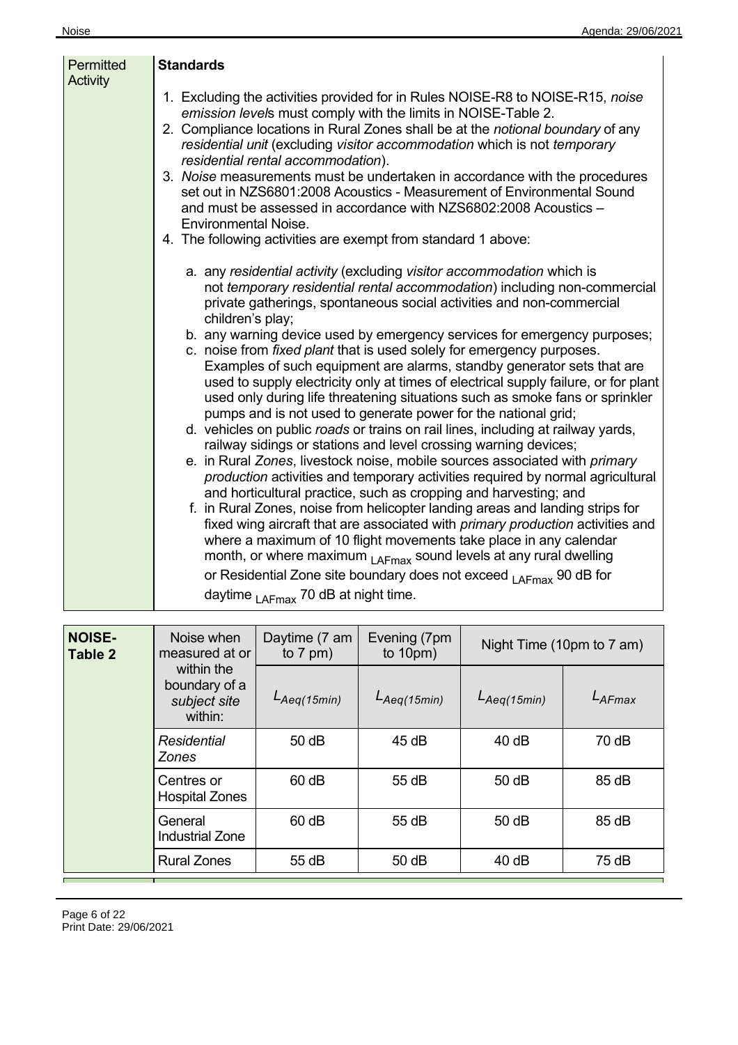| Permitted Activity | **Standards** |
|---|---|
| | 1. Excluding the activities provided for in Rules NOISE-R8 to NOISE-R15, *noise emission level*s must comply with the limits in NOISE-Table 2.<br>2. Compliance locations in Rural Zones shall be at the *notional boundary* of any *residential unit* (excluding *visitor accommodation* which is not *temporary residential rental accommodation*).<br>3. *Noise* measurements must be undertaken in accordance with the procedures set out in NZS6801:2008 Acoustics - Measurement of Environmental Sound and must be assessed in accordance with NZS6802:2008 Acoustics – Environmental Noise.<br>4. The following activities are exempt from standard 1 above:<br><br>a. any *residential activity* (excluding *visitor accommodation* which is not *temporary residential rental accommodation*) including non-commercial private gatherings, spontaneous social activities and non-commercial children's play;<br>b. any warning device used by emergency services for emergency purposes;<br>c. noise from *fixed plant* that is used solely for emergency purposes. Examples of such equipment are alarms, standby generator sets that are used to supply electricity only at times of electrical supply failure, or for plant used only during life threatening situations such as smoke fans or sprinkler pumps and is not used to generate power for the national grid;<br>d. vehicles on public *roads* or trains on rail lines, including at railway yards, railway sidings or stations and level crossing warning devices;<br>e. in Rural *Zones*, livestock noise, mobile sources associated with *primary production* activities and temporary activities required by normal agricultural and horticultural practice, such as cropping and harvesting; and<br>f. in Rural Zones, noise from helicopter landing areas and landing strips for fixed wing aircraft that are associated with *primary production* activities and where a maximum of 10 flight movements take place in any calendar month, or where maximum $_{LAFmax}$ sound levels at any rural dwelling or Residential Zone site boundary does not exceed $_{LAFmax}$ 90 dB for daytime $_{LAFmax}$ 70 dB at night time. |

| **NOISE-Table 2** | Noise when measured at or within the boundary of a *subject site* within: | Daytime (7 am to 7 pm) | Evening (7pm to 10pm) | Night Time (10pm to 7 am) | |
|---|---|---|---|---|---|
| | | $L_{Aeq(15min)}$ | $L_{Aeq(15min)}$ | $L_{Aeq(15min)}$ | $L_{AFmax}$ |
| | *Residential Zones* | 50 dB | 45 dB | 40 dB | 70 dB |
| | Centres or Hospital Zones | 60 dB | 55 dB | 50 dB | 85 dB |
| | General Industrial Zone | 60 dB | 55 dB | 50 dB | 85 dB |
| | Rural Zones | 55 dB | 50 dB | 40 dB | 75 dB |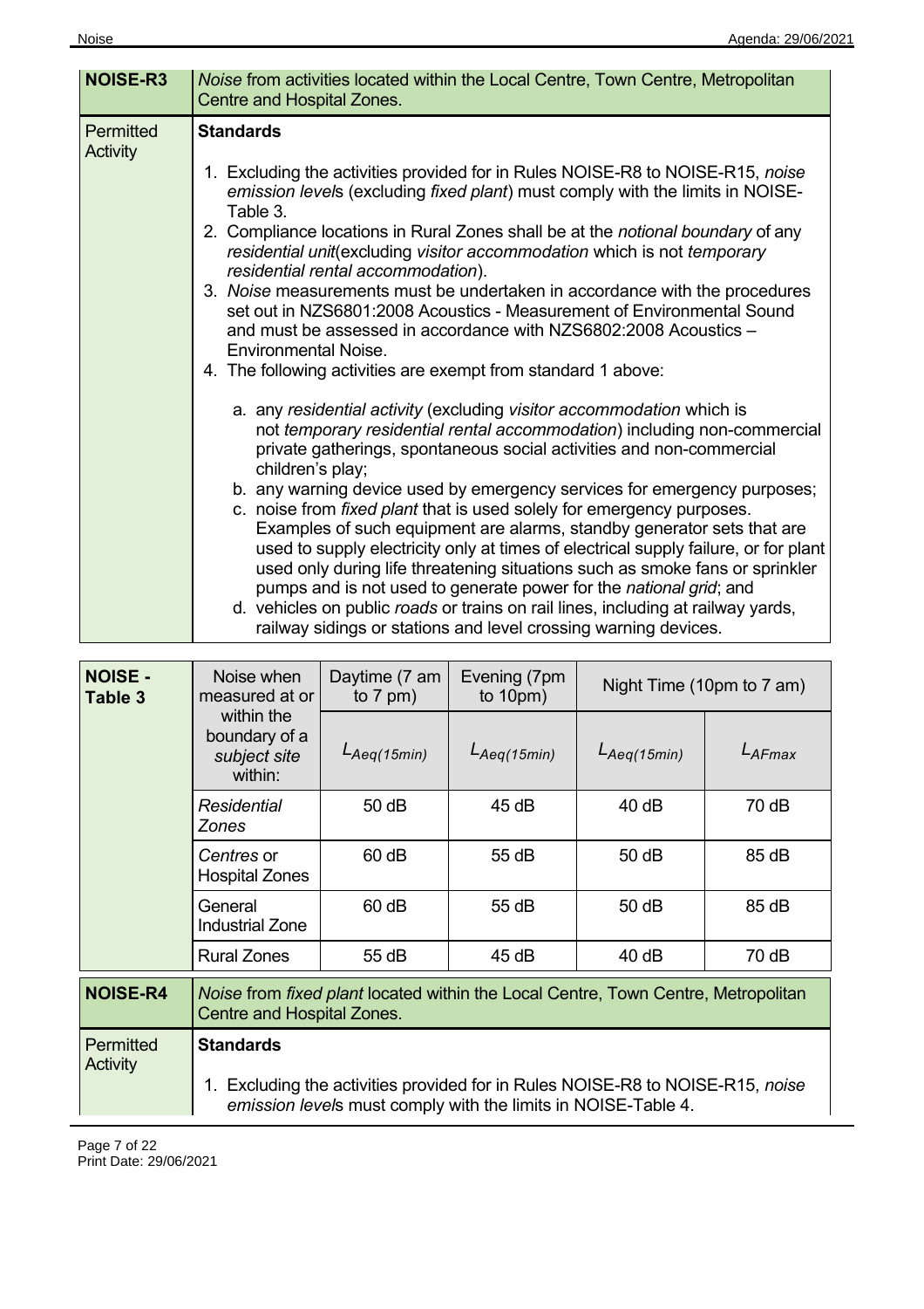| **NOISE-R3** | *Noise* from activities located within the Local Centre, Town Centre, Metropolitan Centre and Hospital Zones. |
|---|---|
| Permitted Activity | **Standards**<br><br>1. Excluding the activities provided for in Rules NOISE-R8 to NOISE-R15, *noise emission level*s (excluding *fixed plant*) must comply with the limits in NOISE-Table 3.<br>2. Compliance locations in Rural Zones shall be at the *notional boundary* of any *residential unit*(excluding *visitor accommodation* which is not *temporary residential rental accommodation*).<br>3. *Noise* measurements must be undertaken in accordance with the procedures set out in NZS6801:2008 Acoustics - Measurement of Environmental Sound and must be assessed in accordance with NZS6802:2008 Acoustics – Environmental Noise.<br>4. The following activities are exempt from standard 1 above:<br><br>a. any *residential activity* (excluding *visitor accommodation* which is not *temporary residential rental accommodation*) including non-commercial private gatherings, spontaneous social activities and non-commercial children's play;<br>b. any warning device used by emergency services for emergency purposes;<br>c. noise from *fixed plant* that is used solely for emergency purposes. Examples of such equipment are alarms, standby generator sets that are used to supply electricity only at times of electrical supply failure, or for plant used only during life threatening situations such as smoke fans or sprinkler pumps and is not used to generate power for the *national grid*; and<br>d. vehicles on public *roads* or trains on rail lines, including at railway yards, railway sidings or stations and level crossing warning devices. |

| **NOISE - Table 3** | Noise when measured at or within the boundary of a *subject site* within: | Daytime (7 am to 7 pm) | Evening (7pm to 10pm) | Night Time (10pm to 7 am) | |
|---|---|---|---|---|---|
| | | $L_{Aeq(15min)}$ | $L_{Aeq(15min)}$ | $L_{Aeq(15min)}$ | $L_{AFmax}$ |
| | *Residential Zones* | 50 dB | 45 dB | 40 dB | 70 dB |
| | *Centres* or Hospital Zones | 60 dB | 55 dB | 50 dB | 85 dB |
| | General Industrial Zone | 60 dB | 55 dB | 50 dB | 85 dB |
| | Rural Zones | 55 dB | 45 dB | 40 dB | 70 dB |

| **NOISE-R4** | *Noise* from *fixed plant* located within the Local Centre, Town Centre, Metropolitan Centre and Hospital Zones. |
|---|---|
| Permitted Activity | **Standards**<br><br>1. Excluding the activities provided for in Rules NOISE-R8 to NOISE-R15, *noise emission level*s must comply with the limits in NOISE-Table 4. |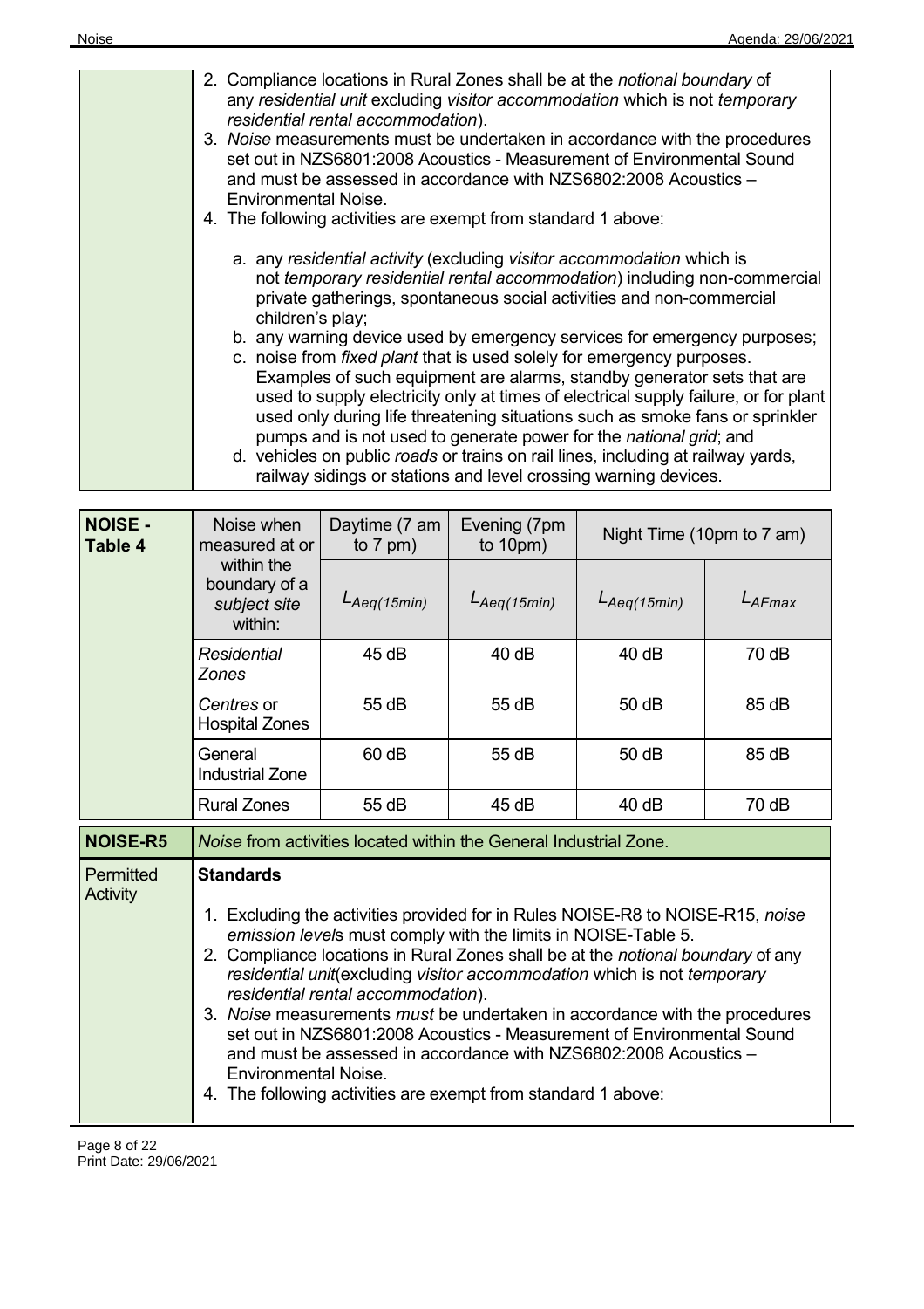2. Compliance locations in Rural Zones shall be at the *notional boundary* of any *residential unit* excluding *visitor accommodation* which is not *temporary residential rental accommodation*).
3. *Noise* measurements must be undertaken in accordance with the procedures set out in NZS6801:2008 Acoustics - Measurement of Environmental Sound and must be assessed in accordance with NZS6802:2008 Acoustics – Environmental Noise.
4. The following activities are exempt from standard 1 above:

   a. any *residential activity* (excluding *visitor accommodation* which is not *temporary residential rental accommodation*) including non-commercial private gatherings, spontaneous social activities and non-commercial children's play;
   b. any warning device used by emergency services for emergency purposes;
   c. noise from *fixed plant* that is used solely for emergency purposes. Examples of such equipment are alarms, standby generator sets that are used to supply electricity only at times of electrical supply failure, or for plant used only during life threatening situations such as smoke fans or sprinkler pumps and is not used to generate power for the *national grid*; and
   d. vehicles on public *roads* or trains on rail lines, including at railway yards, railway sidings or stations and level crossing warning devices.

| **NOISE - Table 4** | Noise when measured at or within the boundary of a *subject site* within: | Daytime (7 am to 7 pm) | Evening (7pm to 10pm) | Night Time (10pm to 7 am) | |
|---|---|---|---|---|---|
| | | $L_{Aeq(15min)}$ | $L_{Aeq(15min)}$ | $L_{Aeq(15min)}$ | $L_{AFmax}$ |
| | *Residential Zones* | 45 dB | 40 dB | 40 dB | 70 dB |
| | *Centres* or Hospital Zones | 55 dB | 55 dB | 50 dB | 85 dB |
| | General Industrial Zone | 60 dB | 55 dB | 50 dB | 85 dB |
| | Rural Zones | 55 dB | 45 dB | 40 dB | 70 dB |

**NOISE-R5** — *Noise* from activities located within the General Industrial Zone.

**Permitted Activity**

**Standards**

1. Excluding the activities provided for in Rules NOISE-R8 to NOISE-R15, *noise emission levels* must comply with the limits in NOISE-Table 5.
2. Compliance locations in Rural Zones shall be at the *notional boundary* of any *residential unit*(excluding *visitor accommodation* which is not *temporary residential rental accommodation*).
3. *Noise* measurements *must* be undertaken in accordance with the procedures set out in NZS6801:2008 Acoustics - Measurement of Environmental Sound and must be assessed in accordance with NZS6802:2008 Acoustics – Environmental Noise.
4. The following activities are exempt from standard 1 above: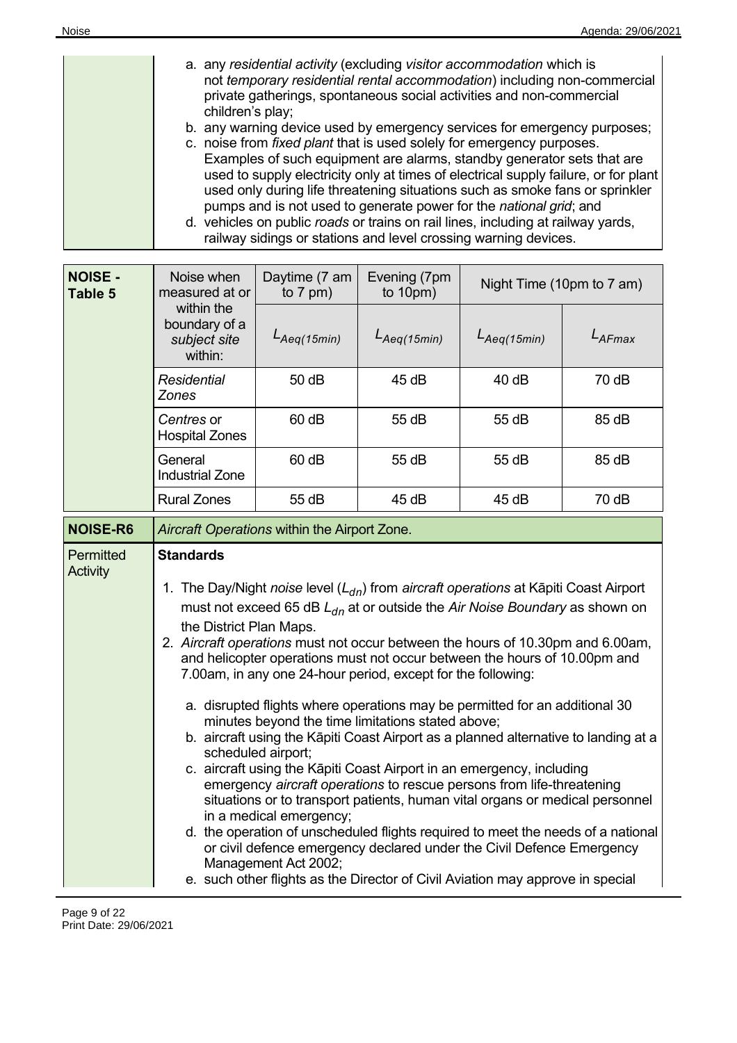a. any *residential activity* (excluding *visitor accommodation* which is not *temporary residential rental accommodation*) including non-commercial private gatherings, spontaneous social activities and non-commercial children's play;
b. any warning device used by emergency services for emergency purposes;
c. noise from *fixed plant* that is used solely for emergency purposes. Examples of such equipment are alarms, standby generator sets that are used to supply electricity only at times of electrical supply failure, or for plant used only during life threatening situations such as smoke fans or sprinkler pumps and is not used to generate power for the *national grid*; and
d. vehicles on public *roads* or trains on rail lines, including at railway yards, railway sidings or stations and level crossing warning devices.

| **NOISE - Table 5** | Noise when measured at or within the boundary of a *subject site* within: | Daytime (7 am to 7 pm) | Evening (7pm to 10pm) | Night Time (10pm to 7 am) | |
|---|---|---|---|---|---|
| | | $L_{Aeq(15min)}$ | $L_{Aeq(15min)}$ | $L_{Aeq(15min)}$ | $L_{AFmax}$ |
| | *Residential Zones* | 50 dB | 45 dB | 40 dB | 70 dB |
| | *Centres* or Hospital Zones | 60 dB | 55 dB | 55 dB | 85 dB |
| | General Industrial Zone | 60 dB | 55 dB | 55 dB | 85 dB |
| | Rural Zones | 55 dB | 45 dB | 45 dB | 70 dB |

| **NOISE-R6** | *Aircraft Operations* within the Airport Zone. |
|---|---|
| Permitted Activity | **Standards**<br><br>1. The Day/Night *noise* level ($L_{dn}$) from *aircraft operations* at Kāpiti Coast Airport must not exceed 65 dB $L_{dn}$ at or outside the *Air Noise Boundary* as shown on the District Plan Maps.<br>2. *Aircraft operations* must not occur between the hours of 10.30pm and 6.00am, and helicopter operations must not occur between the hours of 10.00pm and 7.00am, in any one 24-hour period, except for the following:<br><br>a. disrupted flights where operations may be permitted for an additional 30 minutes beyond the time limitations stated above;<br>b. aircraft using the Kāpiti Coast Airport as a planned alternative to landing at a scheduled airport;<br>c. aircraft using the Kāpiti Coast Airport in an emergency, including emergency *aircraft operations* to rescue persons from life-threatening situations or to transport patients, human vital organs or medical personnel in a medical emergency;<br>d. the operation of unscheduled flights required to meet the needs of a national or civil defence emergency declared under the Civil Defence Emergency Management Act 2002;<br>e. such other flights as the Director of Civil Aviation may approve in special |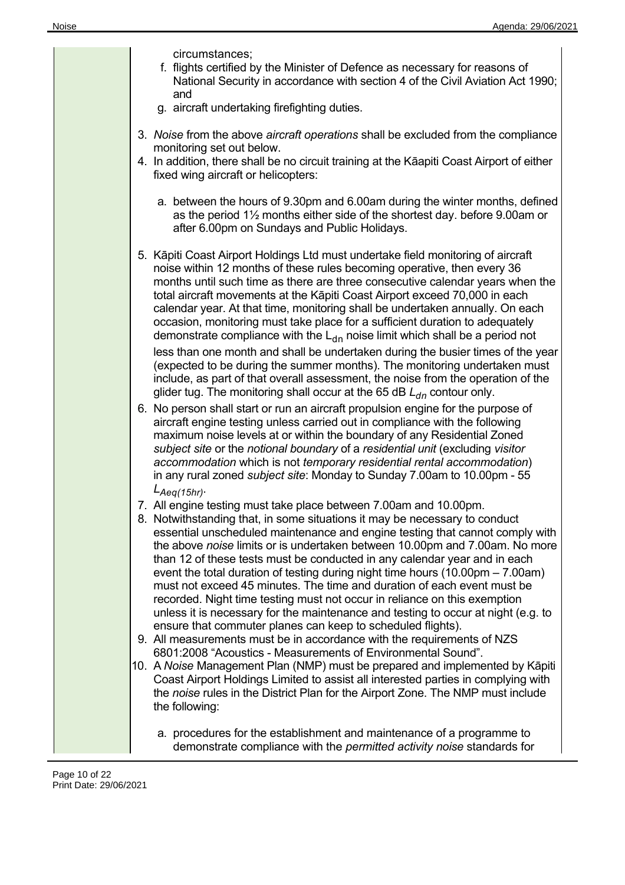circumstances;

f. flights certified by the Minister of Defence as necessary for reasons of National Security in accordance with section 4 of the Civil Aviation Act 1990; and

g. aircraft undertaking firefighting duties.

3. *Noise* from the above *aircraft operations* shall be excluded from the compliance monitoring set out below.
4. In addition, there shall be no circuit training at the Kāapiti Coast Airport of either fixed wing aircraft or helicopters:

   a. between the hours of 9.30pm and 6.00am during the winter months, defined as the period 1½ months either side of the shortest day. before 9.00am or after 6.00pm on Sundays and Public Holidays.

5. Kāpiti Coast Airport Holdings Ltd must undertake field monitoring of aircraft noise within 12 months of these rules becoming operative, then every 36 months until such time as there are three consecutive calendar years when the total aircraft movements at the Kāpiti Coast Airport exceed 70,000 in each calendar year. At that time, monitoring shall be undertaken annually. On each occasion, monitoring must take place for a sufficient duration to adequately demonstrate compliance with the $L_{dn}$ noise limit which shall be a period not less than one month and shall be undertaken during the busier times of the year (expected to be during the summer months). The monitoring undertaken must include, as part of that overall assessment, the noise from the operation of the glider tug. The monitoring shall occur at the 65 dB $L_{dn}$ contour only.
6. No person shall start or run an aircraft propulsion engine for the purpose of aircraft engine testing unless carried out in compliance with the following maximum noise levels at or within the boundary of any Residential Zoned *subject site* or the *notional boundary* of a *residential unit* (excluding *visitor accommodation* which is not *temporary residential rental accommodation*) in any rural zoned *subject site*: Monday to Sunday 7.00am to 10.00pm - 55 $L_{Aeq(15hr)}$.
7. All engine testing must take place between 7.00am and 10.00pm.
8. Notwithstanding that, in some situations it may be necessary to conduct essential unscheduled maintenance and engine testing that cannot comply with the above *noise* limits or is undertaken between 10.00pm and 7.00am. No more than 12 of these tests must be conducted in any calendar year and in each event the total duration of testing during night time hours (10.00pm – 7.00am) must not exceed 45 minutes. The time and duration of each event must be recorded. Night time testing must not occur in reliance on this exemption unless it is necessary for the maintenance and testing to occur at night (e.g. to ensure that commuter planes can keep to scheduled flights).
9. All measurements must be in accordance with the requirements of NZS 6801:2008 "Acoustics - Measurements of Environmental Sound".
10. A *Noise* Management Plan (NMP) must be prepared and implemented by Kāpiti Coast Airport Holdings Limited to assist all interested parties in complying with the *noise* rules in the District Plan for the Airport Zone. The NMP must include the following:

    a. procedures for the establishment and maintenance of a programme to demonstrate compliance with the *permitted activity noise* standards for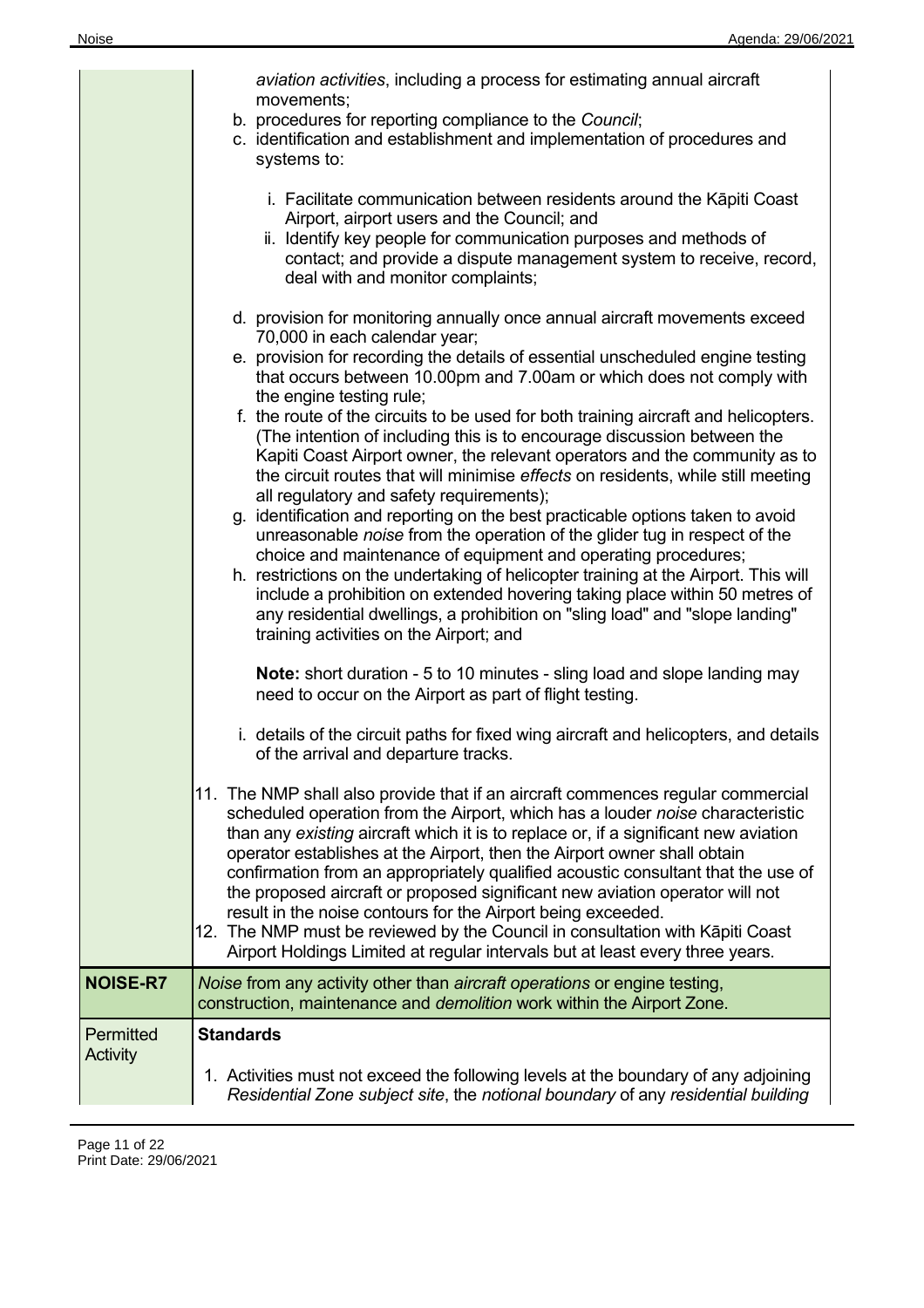| | |
|---|---|
| | *aviation activities*, including a process for estimating annual aircraft movements;<br>b. procedures for reporting compliance to the *Council*;<br>c. identification and establishment and implementation of procedures and systems to:<br><br>i. Facilitate communication between residents around the Kāpiti Coast Airport, airport users and the Council; and<br>ii. Identify key people for communication purposes and methods of contact; and provide a dispute management system to receive, record, deal with and monitor complaints;<br><br>d. provision for monitoring annually once annual aircraft movements exceed 70,000 in each calendar year;<br>e. provision for recording the details of essential unscheduled engine testing that occurs between 10.00pm and 7.00am or which does not comply with the engine testing rule;<br>f. the route of the circuits to be used for both training aircraft and helicopters. (The intention of including this is to encourage discussion between the Kapiti Coast Airport owner, the relevant operators and the community as to the circuit routes that will minimise *effects* on residents, while still meeting all regulatory and safety requirements);<br>g. identification and reporting on the best practicable options taken to avoid unreasonable *noise* from the operation of the glider tug in respect of the choice and maintenance of equipment and operating procedures;<br>h. restrictions on the undertaking of helicopter training at the Airport. This will include a prohibition on extended hovering taking place within 50 metres of any residential dwellings, a prohibition on "sling load" and "slope landing" training activities on the Airport; and<br><br>**Note:** short duration - 5 to 10 minutes - sling load and slope landing may need to occur on the Airport as part of flight testing.<br><br>i. details of the circuit paths for fixed wing aircraft and helicopters, and details of the arrival and departure tracks.<br><br>11. The NMP shall also provide that if an aircraft commences regular commercial scheduled operation from the Airport, which has a louder *noise* characteristic than any *existing* aircraft which it is to replace or, if a significant new aviation operator establishes at the Airport, then the Airport owner shall obtain confirmation from an appropriately qualified acoustic consultant that the use of the proposed aircraft or proposed significant new aviation operator will not result in the noise contours for the Airport being exceeded.<br>12. The NMP must be reviewed by the Council in consultation with Kāpiti Coast Airport Holdings Limited at regular intervals but at least every three years. |
| **NOISE-R7** | *Noise* from any activity other than *aircraft operations* or engine testing, construction, maintenance and *demolition* work within the Airport Zone. |
| Permitted Activity | **Standards**<br><br>1. Activities must not exceed the following levels at the boundary of any adjoining *Residential Zone subject site*, the *notional boundary* of any *residential building* |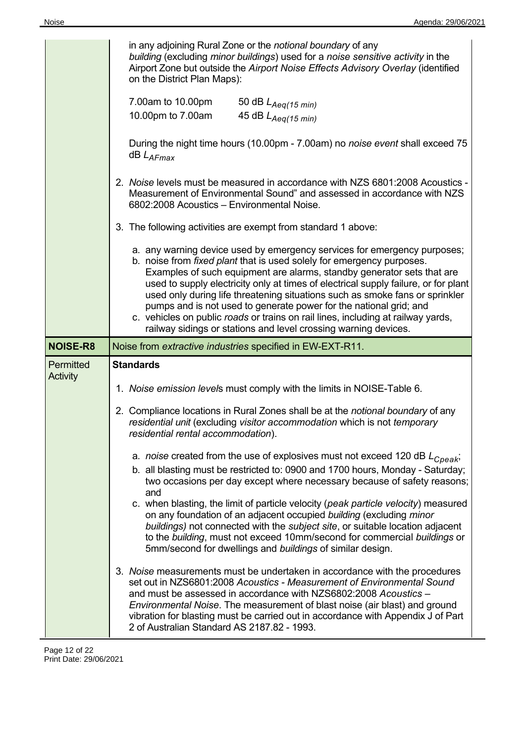| | |
|---|---|
| | in any adjoining Rural Zone or the *notional boundary* of any *building* (excluding *minor buildings*) used for a *noise sensitive activity* in the Airport Zone but outside the *Airport Noise Effects Advisory Overlay* (identified on the District Plan Maps):<br><br>7.00am to 10.00pm 50 dB $L_{Aeq(15\ min)}$<br>10.00pm to 7.00am 45 dB $L_{Aeq(15\ min)}$<br><br>During the night time hours (10.00pm - 7.00am) no *noise event* shall exceed 75 dB $L_{AFmax}$<br><br>2. *Noise* levels must be measured in accordance with NZS 6801:2008 Acoustics - Measurement of Environmental Sound" and assessed in accordance with NZS 6802:2008 Acoustics – Environmental Noise.<br><br>3. The following activities are exempt from standard 1 above:<br><br>a. any warning device used by emergency services for emergency purposes;<br>b. noise from *fixed plant* that is used solely for emergency purposes. Examples of such equipment are alarms, standby generator sets that are used to supply electricity only at times of electrical supply failure, or for plant used only during life threatening situations such as smoke fans or sprinkler pumps and is not used to generate power for the national grid; and<br>c. vehicles on public *roads* or trains on rail lines, including at railway yards, railway sidings or stations and level crossing warning devices. |
| **NOISE-R8** | Noise from *extractive industries* specified in EW-EXT-R11. |
| Permitted Activity | **Standards**<br><br>1. *Noise emission level*s must comply with the limits in NOISE-Table 6.<br><br>2. Compliance locations in Rural Zones shall be at the *notional boundary* of any *residential unit* (excluding *visitor accommodation* which is not *temporary residential rental accommodation*).<br><br>a. *noise* created from the use of explosives must not exceed 120 dB $L_{Cpeak}$;<br>b. all blasting must be restricted to: 0900 and 1700 hours, Monday - Saturday; two occasions per day except where necessary because of safety reasons; and<br>c. when blasting, the limit of particle velocity (*peak particle velocity*) measured on any foundation of an adjacent occupied *building* (excluding *minor buildings)* not connected with the *subject site*, or suitable location adjacent to the *building*, must not exceed 10mm/second for commercial *buildings* or 5mm/second for dwellings and *buildings* of similar design.<br><br>3. *Noise* measurements must be undertaken in accordance with the procedures set out in NZS6801:2008 *Acoustics - Measurement of Environmental Sound* and must be assessed in accordance with NZS6802:2008 *Acoustics – Environmental Noise*. The measurement of blast noise (air blast) and ground vibration for blasting must be carried out in accordance with Appendix J of Part 2 of Australian Standard AS 2187.82 - 1993. |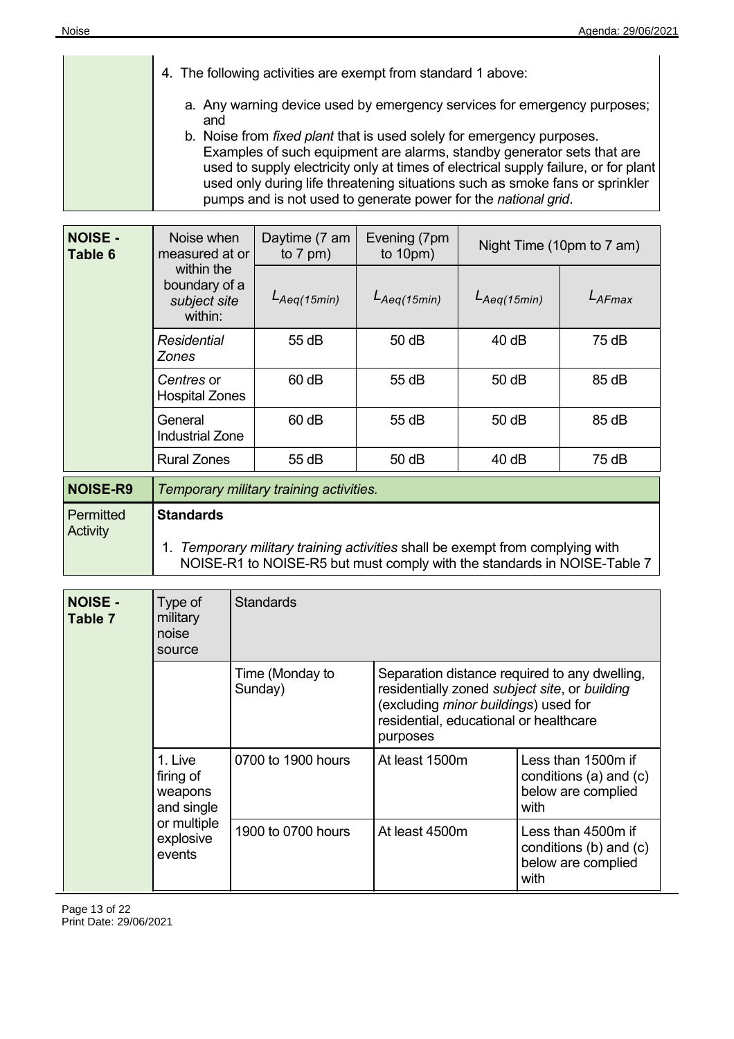4. The following activities are exempt from standard 1 above:

   a. Any warning device used by emergency services for emergency purposes; and
   b. Noise from *fixed plant* that is used solely for emergency purposes. Examples of such equipment are alarms, standby generator sets that are used to supply electricity only at times of electrical supply failure, or for plant used only during life threatening situations such as smoke fans or sprinkler pumps and is not used to generate power for the *national grid*.

| **NOISE - Table 6** | Noise when measured at or within the boundary of a *subject site* within: | Daytime (7 am to 7 pm) | Evening (7pm to 10pm) | Night Time (10pm to 7 am) | |
|---|---|---|---|---|---|
| | | $L_{Aeq(15min)}$ | $L_{Aeq(15min)}$ | $L_{Aeq(15min)}$ | $L_{AFmax}$ |
| | *Residential Zones* | 55 dB | 50 dB | 40 dB | 75 dB |
| | *Centres* or Hospital Zones | 60 dB | 55 dB | 50 dB | 85 dB |
| | General Industrial Zone | 60 dB | 55 dB | 50 dB | 85 dB |
| | Rural Zones | 55 dB | 50 dB | 40 dB | 75 dB |

| **NOISE-R9** | *Temporary military training activities.* |
|---|---|
| Permitted Activity | **Standards**<br><br>1. *Temporary military training activities* shall be exempt from complying with NOISE-R1 to NOISE-R5 but must comply with the standards in NOISE-Table 7 |

| **NOISE - Table 7** | Type of military noise source | Standards | | |
|---|---|---|---|---|
| | | Time (Monday to Sunday) | Separation distance required to any dwelling, residentially zoned *subject site*, or *building* (excluding *minor buildings*) used for residential, educational or healthcare purposes | |
| | 1. Live firing of weapons and single or multiple explosive events | 0700 to 1900 hours | At least 1500m | Less than 1500m if conditions (a) and (c) below are complied with |
| | | 1900 to 0700 hours | At least 4500m | Less than 4500m if conditions (b) and (c) below are complied with |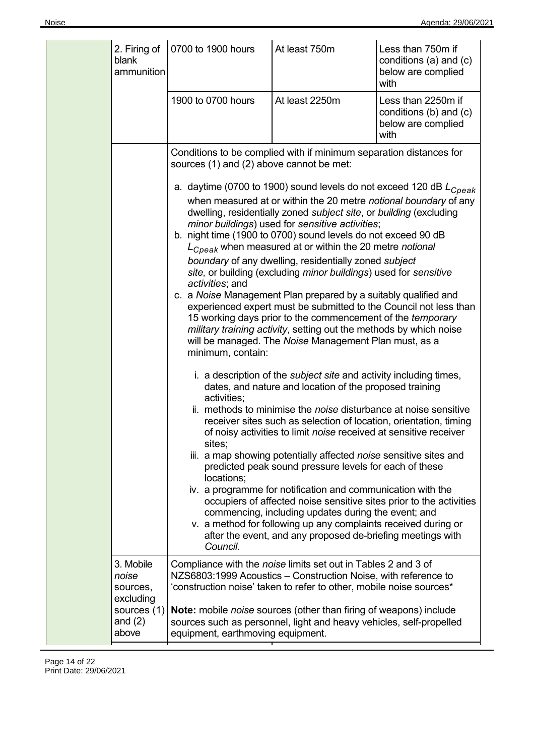| | | | |
|---|---|---|---|
| 2. Firing of blank ammunition | 0700 to 1900 hours | At least 750m | Less than 750m if conditions (a) and (c) below are complied with |
| | 1900 to 0700 hours | At least 2250m | Less than 2250m if conditions (b) and (c) below are complied with |

Conditions to be complied with if minimum separation distances for sources (1) and (2) above cannot be met:

a. daytime (0700 to 1900) sound levels do not exceed 120 dB $L_{Cpeak}$ when measured at or within the 20 metre *notional boundary* of any dwelling, residentially zoned *subject site*, or *building* (excluding *minor buildings*) used for *sensitive activities*;

b. night time (1900 to 0700) sound levels do not exceed 90 dB $L_{Cpeak}$ when measured at or within the 20 metre *notional boundary* of any dwelling, residentially zoned *subject site,* or building (excluding *minor buildings*) used for *sensitive activities*; and

c. a *Noise* Management Plan prepared by a suitably qualified and experienced expert must be submitted to the Council not less than 15 working days prior to the commencement of the *temporary military training activity*, setting out the methods by which noise will be managed. The *Noise* Management Plan must, as a minimum, contain:

   i. a description of the *subject site* and activity including times, dates, and nature and location of the proposed training activities;

   ii. methods to minimise the *noise* disturbance at noise sensitive receiver sites such as selection of location, orientation, timing of noisy activities to limit *noise* received at sensitive receiver sites;

   iii. a map showing potentially affected *noise* sensitive sites and predicted peak sound pressure levels for each of these locations;

   iv. a programme for notification and communication with the occupiers of affected noise sensitive sites prior to the activities commencing, including updates during the event; and

   v. a method for following up any complaints received during or after the event, and any proposed de-briefing meetings with Council.

| | |
|---|---|
| 3. Mobile *noise* sources, excluding sources (1) and (2) above | Compliance with the *noise* limits set out in Tables 2 and 3 of NZS6803:1999 Acoustics – Construction Noise, with reference to 'construction noise' taken to refer to other, mobile noise sources*<br><br>**Note:** mobile *noise* sources (other than firing of weapons) include sources such as personnel, light and heavy vehicles, self-propelled equipment, earthmoving equipment. |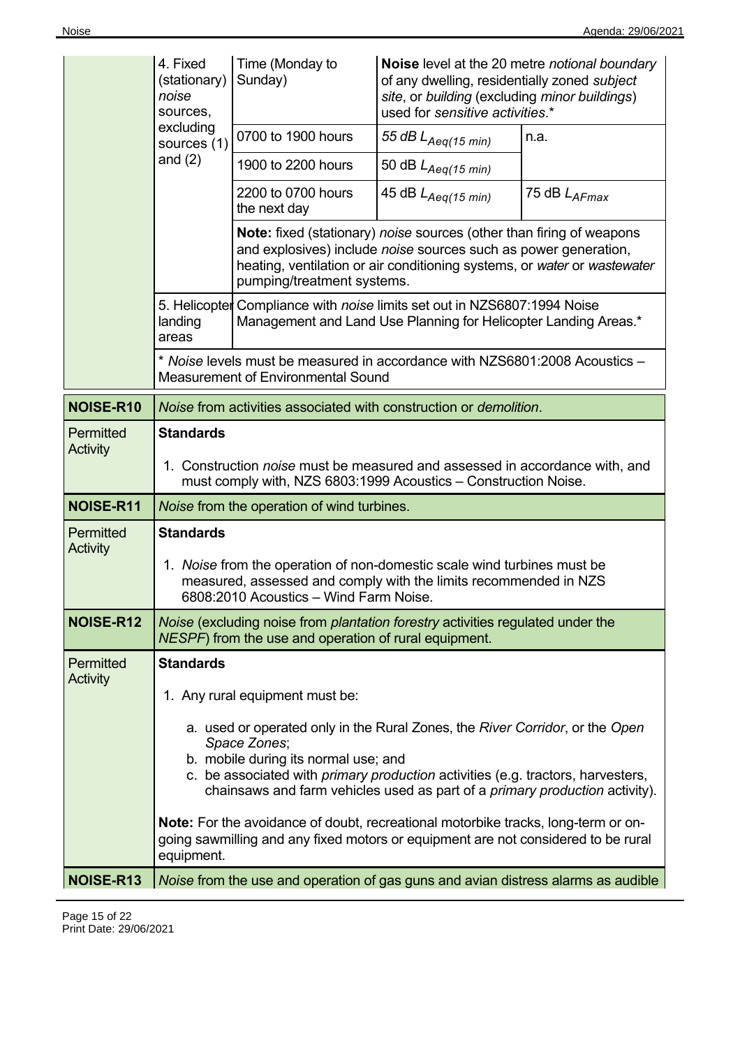| | | | | |
|---|---|---|---|---|
| | 4. Fixed (stationary) *noise* sources, excluding sources (1) and (2) | Time (Monday to Sunday) | **Noise** level at the 20 metre *notional boundary* of any dwelling, residentially zoned *subject site*, or *building* (excluding *minor buildings*) used for *sensitive activities*.* | |
| | | 0700 to 1900 hours | 55 dB $L_{Aeq(15\ min)}$ | n.a. |
| | | 1900 to 2200 hours | 50 dB $L_{Aeq(15\ min)}$ | |
| | | 2200 to 0700 hours the next day | 45 dB $L_{Aeq(15\ min)}$ | 75 dB $L_{AFmax}$ |
| | | **Note:** fixed (stationary) *noise* sources (other than firing of weapons and explosives) include *noise* sources such as power generation, heating, ventilation or air conditioning systems, or *water* or *wastewater* pumping/treatment systems. | | |
| | 5. Helicopter landing areas | Compliance with *noise* limits set out in NZS6807:1994 Noise Management and Land Use Planning for Helicopter Landing Areas.* | | |
| | * *Noise* levels must be measured in accordance with NZS6801:2008 Acoustics – Measurement of Environmental Sound | | | |

| | |
|---|---|
| **NOISE-R10** | *Noise* from activities associated with construction or *demolition*. |
| Permitted Activity | **Standards**<br><br>1. Construction *noise* must be measured and assessed in accordance with, and must comply with, NZS 6803:1999 Acoustics – Construction Noise. |
| **NOISE-R11** | *Noise* from the operation of wind turbines. |
| Permitted Activity | **Standards**<br><br>1. *Noise* from the operation of non-domestic scale wind turbines must be measured, assessed and comply with the limits recommended in NZS 6808:2010 Acoustics – Wind Farm Noise. |
| **NOISE-R12** | *Noise* (excluding noise from *plantation forestry* activities regulated under the *NESPF*) from the use and operation of rural equipment. |
| Permitted Activity | **Standards**<br><br>1. Any rural equipment must be:<br><br>a. used or operated only in the Rural Zones, the *River Corridor*, or the *Open Space Zones*;<br>b. mobile during its normal use; and<br>c. be associated with *primary production* activities (e.g. tractors, harvesters, chainsaws and farm vehicles used as part of a *primary production* activity).<br><br>**Note:** For the avoidance of doubt, recreational motorbike tracks, long-term or on-going sawmilling and any fixed motors or equipment are not considered to be rural equipment. |
| **NOISE-R13** | *Noise* from the use and operation of gas guns and avian distress alarms as audible |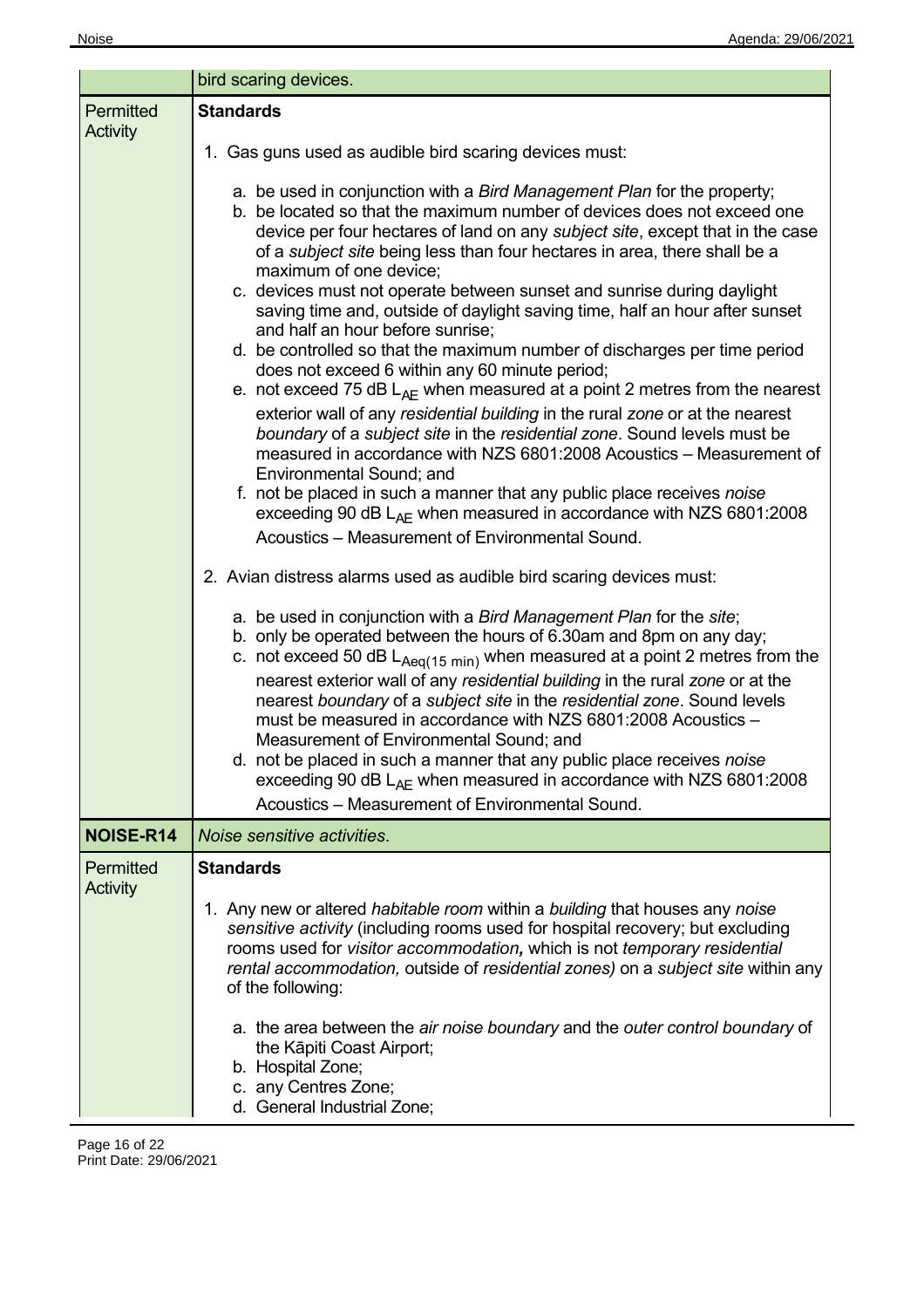| | bird scaring devices. |
|---|---|
| Permitted Activity | **Standards**<br><br>1. Gas guns used as audible bird scaring devices must:<br><br>a. be used in conjunction with a *Bird Management Plan* for the property;<br>b. be located so that the maximum number of devices does not exceed one device per four hectares of land on any *subject site*, except that in the case of a *subject site* being less than four hectares in area, there shall be a maximum of one device;<br>c. devices must not operate between sunset and sunrise during daylight saving time and, outside of daylight saving time, half an hour after sunset and half an hour before sunrise;<br>d. be controlled so that the maximum number of discharges per time period does not exceed 6 within any 60 minute period;<br>e. not exceed 75 dB $L_{AE}$ when measured at a point 2 metres from the nearest exterior wall of any *residential building* in the rural *zone* or at the nearest *boundary* of a *subject site* in the *residential zone*. Sound levels must be measured in accordance with NZS 6801:2008 Acoustics – Measurement of Environmental Sound; and<br>f. not be placed in such a manner that any public place receives *noise* exceeding 90 dB $L_{AE}$ when measured in accordance with NZS 6801:2008 Acoustics – Measurement of Environmental Sound.<br><br>2. Avian distress alarms used as audible bird scaring devices must:<br><br>a. be used in conjunction with a *Bird Management Plan* for the *site*;<br>b. only be operated between the hours of 6.30am and 8pm on any day;<br>c. not exceed 50 dB $L_{Aeq(15\ min)}$ when measured at a point 2 metres from the nearest exterior wall of any *residential building* in the rural *zone* or at the nearest *boundary* of a *subject site* in the *residential zone*. Sound levels must be measured in accordance with NZS 6801:2008 Acoustics – Measurement of Environmental Sound; and<br>d. not be placed in such a manner that any public place receives *noise* exceeding 90 dB $L_{AE}$ when measured in accordance with NZS 6801:2008 Acoustics – Measurement of Environmental Sound. |
| **NOISE-R14** | *Noise sensitive activities*. |
| Permitted Activity | **Standards**<br><br>1. Any new or altered *habitable room* within a *building* that houses any *noise sensitive activity* (including rooms used for hospital recovery; but excluding rooms used for *visitor accommodation*, which is not *temporary residential rental accommodation*, outside of *residential zones)* on a *subject site* within any of the following:<br><br>a. the area between the *air noise boundary* and the *outer control boundary* of the Kāpiti Coast Airport;<br>b. Hospital Zone;<br>c. any Centres Zone;<br>d. General Industrial Zone; |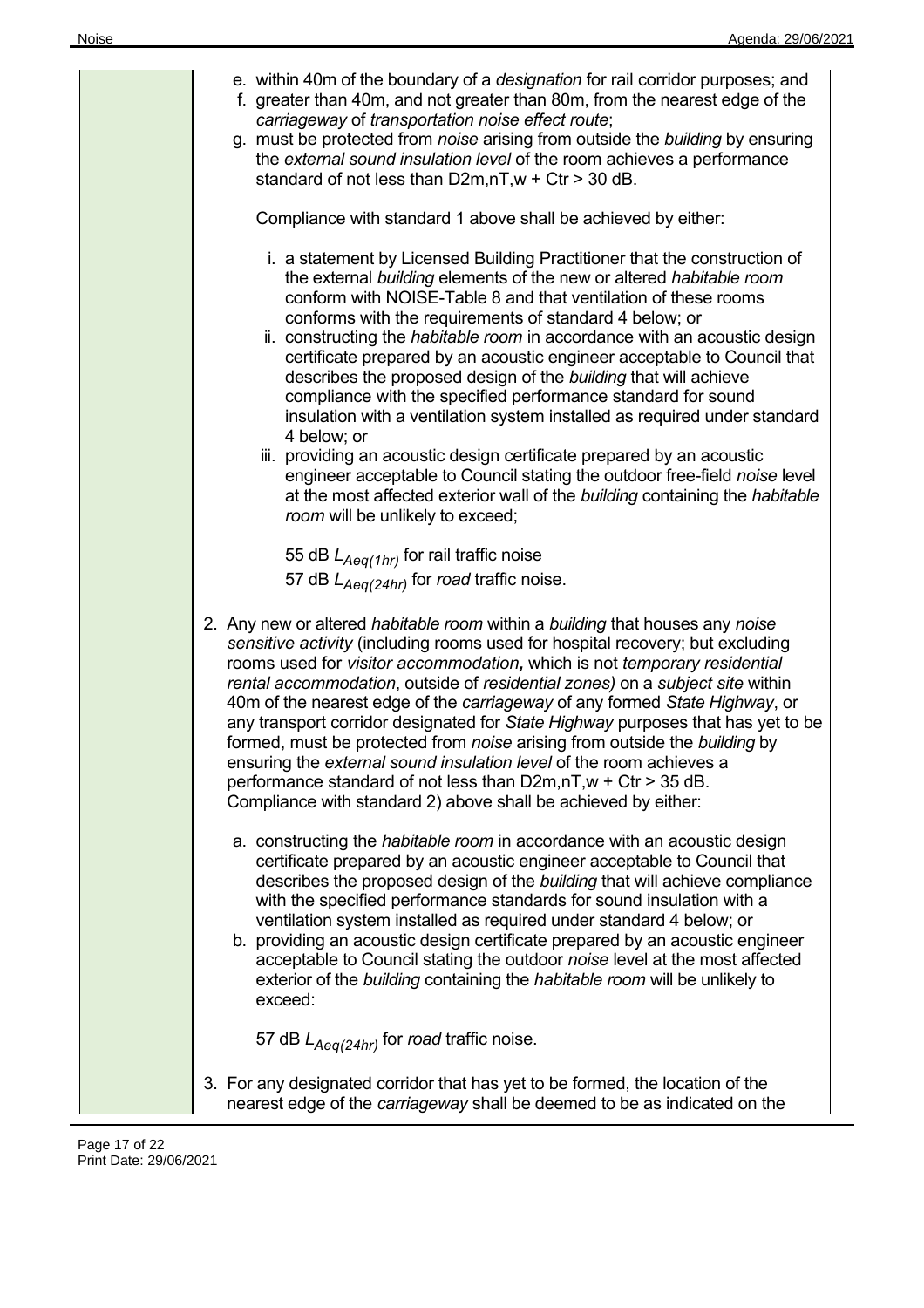e. within 40m of the boundary of a *designation* for rail corridor purposes; and
f. greater than 40m, and not greater than 80m, from the nearest edge of the *carriageway* of *transportation noise effect route*;
g. must be protected from *noise* arising from outside the *building* by ensuring the *external sound insulation level* of the room achieves a performance standard of not less than D2m,nT,w + Ctr > 30 dB.

Compliance with standard 1 above shall be achieved by either:

i. a statement by Licensed Building Practitioner that the construction of the external *building* elements of the new or altered *habitable room* conform with NOISE-Table 8 and that ventilation of these rooms conforms with the requirements of standard 4 below; or
ii. constructing the *habitable room* in accordance with an acoustic design certificate prepared by an acoustic engineer acceptable to Council that describes the proposed design of the *building* that will achieve compliance with the specified performance standard for sound insulation with a ventilation system installed as required under standard 4 below; or
iii. providing an acoustic design certificate prepared by an acoustic engineer acceptable to Council stating the outdoor free-field *noise* level at the most affected exterior wall of the *building* containing the *habitable room* will be unlikely to exceed;

55 dB $L_{Aeq(1hr)}$ for rail traffic noise
57 dB $L_{Aeq(24hr)}$ for *road* traffic noise.

2. Any new or altered *habitable room* within a *building* that houses any *noise sensitive activity* (including rooms used for hospital recovery; but excluding rooms used for *visitor accommodation*, which is not *temporary residential rental accommodation*, outside of *residential zones)* on a *subject site* within 40m of the nearest edge of the *carriageway* of any formed *State Highway*, or any transport corridor designated for *State Highway* purposes that has yet to be formed, must be protected from *noise* arising from outside the *building* by ensuring the *external sound insulation level* of the room achieves a performance standard of not less than D2m,nT,w + Ctr > 35 dB. Compliance with standard 2) above shall be achieved by either:

a. constructing the *habitable room* in accordance with an acoustic design certificate prepared by an acoustic engineer acceptable to Council that describes the proposed design of the *building* that will achieve compliance with the specified performance standards for sound insulation with a ventilation system installed as required under standard 4 below; or
b. providing an acoustic design certificate prepared by an acoustic engineer acceptable to Council stating the outdoor *noise* level at the most affected exterior of the *building* containing the *habitable room* will be unlikely to exceed:

57 dB $L_{Aeq(24hr)}$ for *road* traffic noise.

3. For any designated corridor that has yet to be formed, the location of the nearest edge of the *carriageway* shall be deemed to be as indicated on the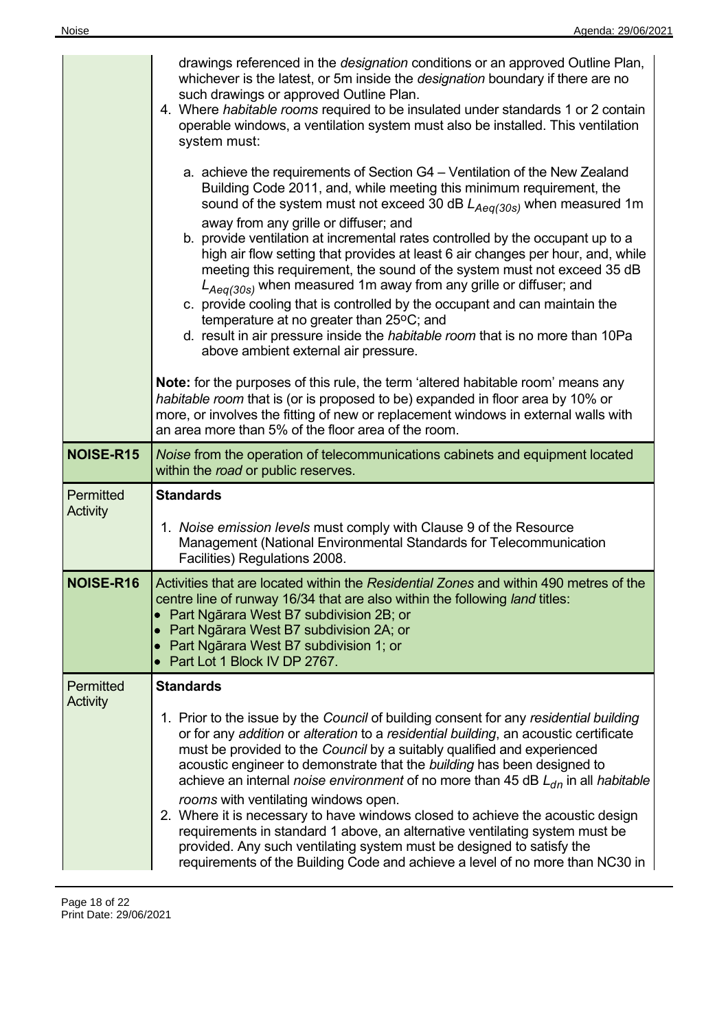| | |
|---|---|
| | drawings referenced in the *designation* conditions or an approved Outline Plan, whichever is the latest, or 5m inside the *designation* boundary if there are no such drawings or approved Outline Plan.<br>4. Where *habitable rooms* required to be insulated under standards 1 or 2 contain operable windows, a ventilation system must also be installed. This ventilation system must:<br><br>a. achieve the requirements of Section G4 – Ventilation of the New Zealand Building Code 2011, and, while meeting this minimum requirement, the sound of the system must not exceed 30 dB $L_{Aeq(30s)}$ when measured 1m away from any grille or diffuser; and<br>b. provide ventilation at incremental rates controlled by the occupant up to a high air flow setting that provides at least 6 air changes per hour, and, while meeting this requirement, the sound of the system must not exceed 35 dB $L_{Aeq(30s)}$ when measured 1m away from any grille or diffuser; and<br>c. provide cooling that is controlled by the occupant and can maintain the temperature at no greater than 25°C; and<br>d. result in air pressure inside the *habitable room* that is no more than 10Pa above ambient external air pressure.<br><br>**Note:** for the purposes of this rule, the term 'altered habitable room' means any *habitable room* that is (or is proposed to be) expanded in floor area by 10% or more, or involves the fitting of new or replacement windows in external walls with an area more than 5% of the floor area of the room. |
| **NOISE-R15** | *Noise* from the operation of telecommunications cabinets and equipment located within the *road* or public reserves. |
| Permitted Activity | **Standards**<br><br>1. *Noise emission levels* must comply with Clause 9 of the Resource Management (National Environmental Standards for Telecommunication Facilities) Regulations 2008. |
| **NOISE-R16** | Activities that are located within the *Residential Zones* and within 490 metres of the centre line of runway 16/34 that are also within the following *land* titles:<br>• Part Ngārara West B7 subdivision 2B; or<br>• Part Ngārara West B7 subdivision 2A; or<br>• Part Ngārara West B7 subdivision 1; or<br>• Part Lot 1 Block IV DP 2767. |
| Permitted Activity | **Standards**<br><br>1. Prior to the issue by the *Council* of building consent for any *residential building* or for any *addition* or *alteration* to a *residential building*, an acoustic certificate must be provided to the *Council* by a suitably qualified and experienced acoustic engineer to demonstrate that the *building* has been designed to achieve an internal *noise environment* of no more than 45 dB $L_{dn}$ in all *habitable rooms* with ventilating windows open.<br>2. Where it is necessary to have windows closed to achieve the acoustic design requirements in standard 1 above, an alternative ventilating system must be provided. Any such ventilating system must be designed to satisfy the requirements of the Building Code and achieve a level of no more than NC30 in |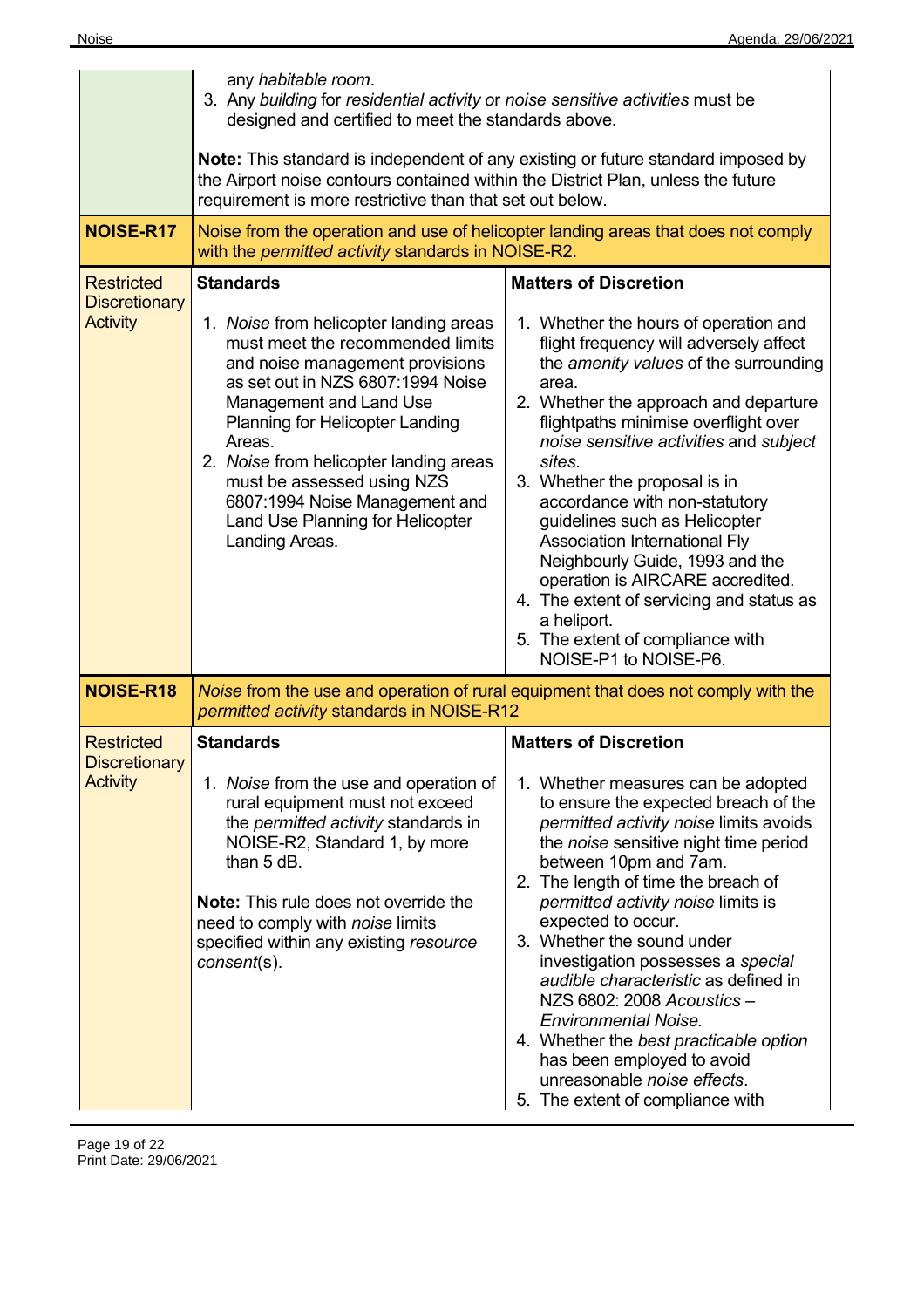| | | |
|---|---|---|
| | any *habitable room*.<br>3. Any *building* for *residential activity* or *noise sensitive activities* must be designed and certified to meet the standards above.<br><br>**Note:** This standard is independent of any existing or future standard imposed by the Airport noise contours contained within the District Plan, unless the future requirement is more restrictive than that set out below. | |
| **NOISE-R17** | Noise from the operation and use of helicopter landing areas that does not comply with the *permitted activity* standards in NOISE-R2. | |
| Restricted Discretionary Activity | **Standards**<br><br>1. *Noise* from helicopter landing areas must meet the recommended limits and noise management provisions as set out in NZS 6807:1994 Noise Management and Land Use Planning for Helicopter Landing Areas.<br>2. *Noise* from helicopter landing areas must be assessed using NZS 6807:1994 Noise Management and Land Use Planning for Helicopter Landing Areas. | **Matters of Discretion**<br><br>1. Whether the hours of operation and flight frequency will adversely affect the *amenity values* of the surrounding area.<br>2. Whether the approach and departure flightpaths minimise overflight over *noise sensitive activities* and *subject sites*.<br>3. Whether the proposal is in accordance with non-statutory guidelines such as Helicopter Association International Fly Neighbourly Guide, 1993 and the operation is AIRCARE accredited.<br>4. The extent of servicing and status as a heliport.<br>5. The extent of compliance with NOISE-P1 to NOISE-P6. |
| **NOISE-R18** | *Noise* from the use and operation of rural equipment that does not comply with the *permitted activity* standards in NOISE-R12 | |
| Restricted Discretionary Activity | **Standards**<br><br>1. *Noise* from the use and operation of rural equipment must not exceed the *permitted activity* standards in NOISE-R2, Standard 1, by more than 5 dB.<br><br>**Note:** This rule does not override the need to comply with *noise* limits specified within any existing *resource consent*(s). | **Matters of Discretion**<br><br>1. Whether measures can be adopted to ensure the expected breach of the *permitted activity noise* limits avoids the *noise* sensitive night time period between 10pm and 7am.<br>2. The length of time the breach of *permitted activity noise* limits is expected to occur.<br>3. Whether the sound under investigation possesses a *special audible characteristic* as defined in NZS 6802: 2008 *Acoustics – Environmental Noise.*<br>4. Whether the *best practicable option* has been employed to avoid unreasonable *noise effects*.<br>5. The extent of compliance with |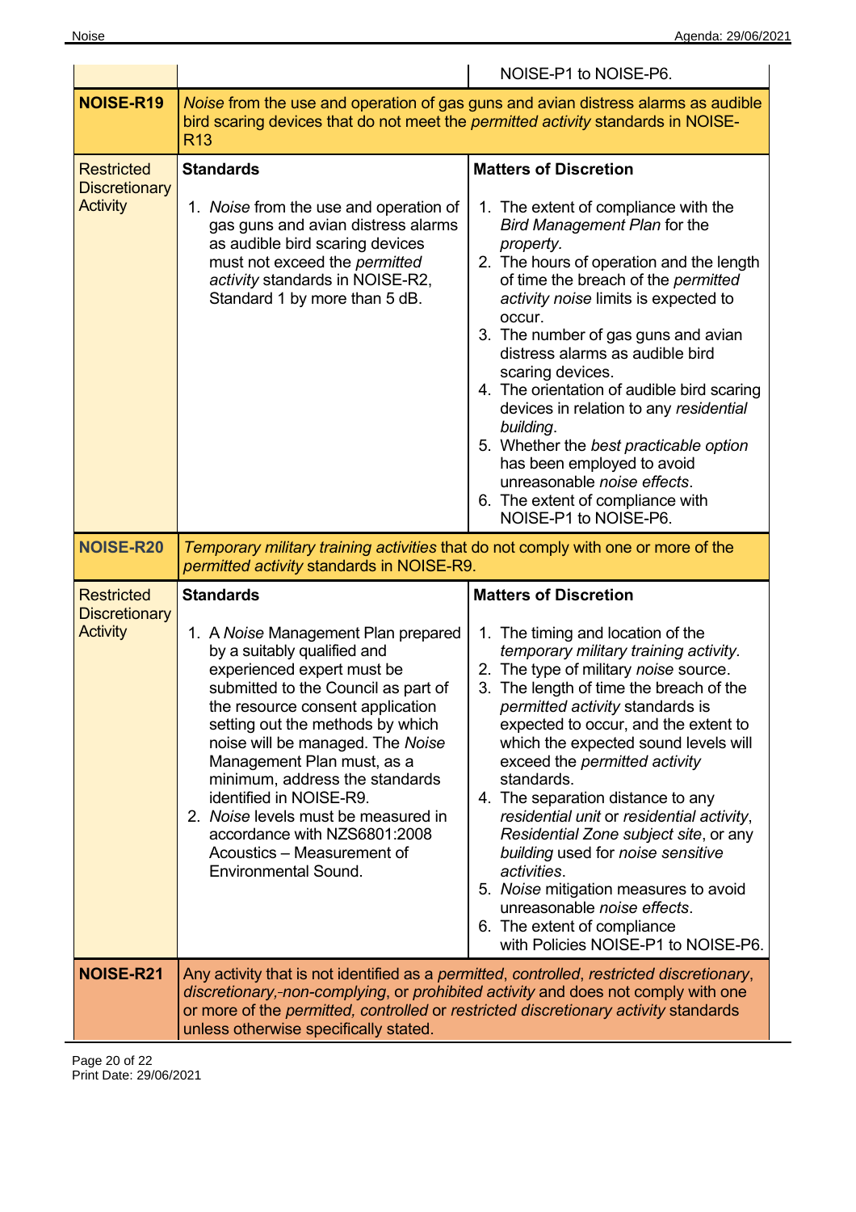| | | NOISE-P1 to NOISE-P6. |
|---|---|---|
| **NOISE-R19** | *Noise* from the use and operation of gas guns and avian distress alarms as audible bird scaring devices that do not meet the *permitted activity* standards in NOISE-R13 | |
| Restricted Discretionary Activity | **Standards**<br><br>1. *Noise* from the use and operation of gas guns and avian distress alarms as audible bird scaring devices must not exceed the *permitted activity* standards in NOISE-R2, Standard 1 by more than 5 dB. | **Matters of Discretion**<br><br>1. The extent of compliance with the *Bird Management Plan* for the *property*.<br>2. The hours of operation and the length of time the breach of the *permitted activity noise* limits is expected to occur.<br>3. The number of gas guns and avian distress alarms as audible bird scaring devices.<br>4. The orientation of audible bird scaring devices in relation to any *residential building*.<br>5. Whether the *best practicable option* has been employed to avoid unreasonable *noise effects*.<br>6. The extent of compliance with NOISE-P1 to NOISE-P6. |
| **NOISE-R20** | *Temporary military training activities* that do not comply with one or more of the *permitted activity* standards in NOISE-R9. | |
| Restricted Discretionary Activity | **Standards**<br><br>1. A *Noise* Management Plan prepared by a suitably qualified and experienced expert must be submitted to the Council as part of the resource consent application setting out the methods by which noise will be managed. The *Noise* Management Plan must, as a minimum, address the standards identified in NOISE-R9.<br>2. *Noise* levels must be measured in accordance with NZS6801:2008 Acoustics – Measurement of Environmental Sound. | **Matters of Discretion**<br><br>1. The timing and location of the *temporary military training activity*.<br>2. The type of military *noise* source.<br>3. The length of time the breach of the *permitted activity* standards is expected to occur, and the extent to which the expected sound levels will exceed the *permitted activity* standards.<br>4. The separation distance to any *residential unit* or *residential activity*, *Residential Zone subject site*, or any *building* used for *noise sensitive activities*.<br>5. *Noise* mitigation measures to avoid unreasonable *noise effects*.<br>6. The extent of compliance with Policies NOISE-P1 to NOISE-P6. |
| **NOISE-R21** | Any activity that is not identified as a *permitted*, *controlled*, *restricted discretionary*, *discretionary*,-*non-complying*, or *prohibited activity* and does not comply with one or more of the *permitted, controlled* or *restricted discretionary activity* standards unless otherwise specifically stated. | |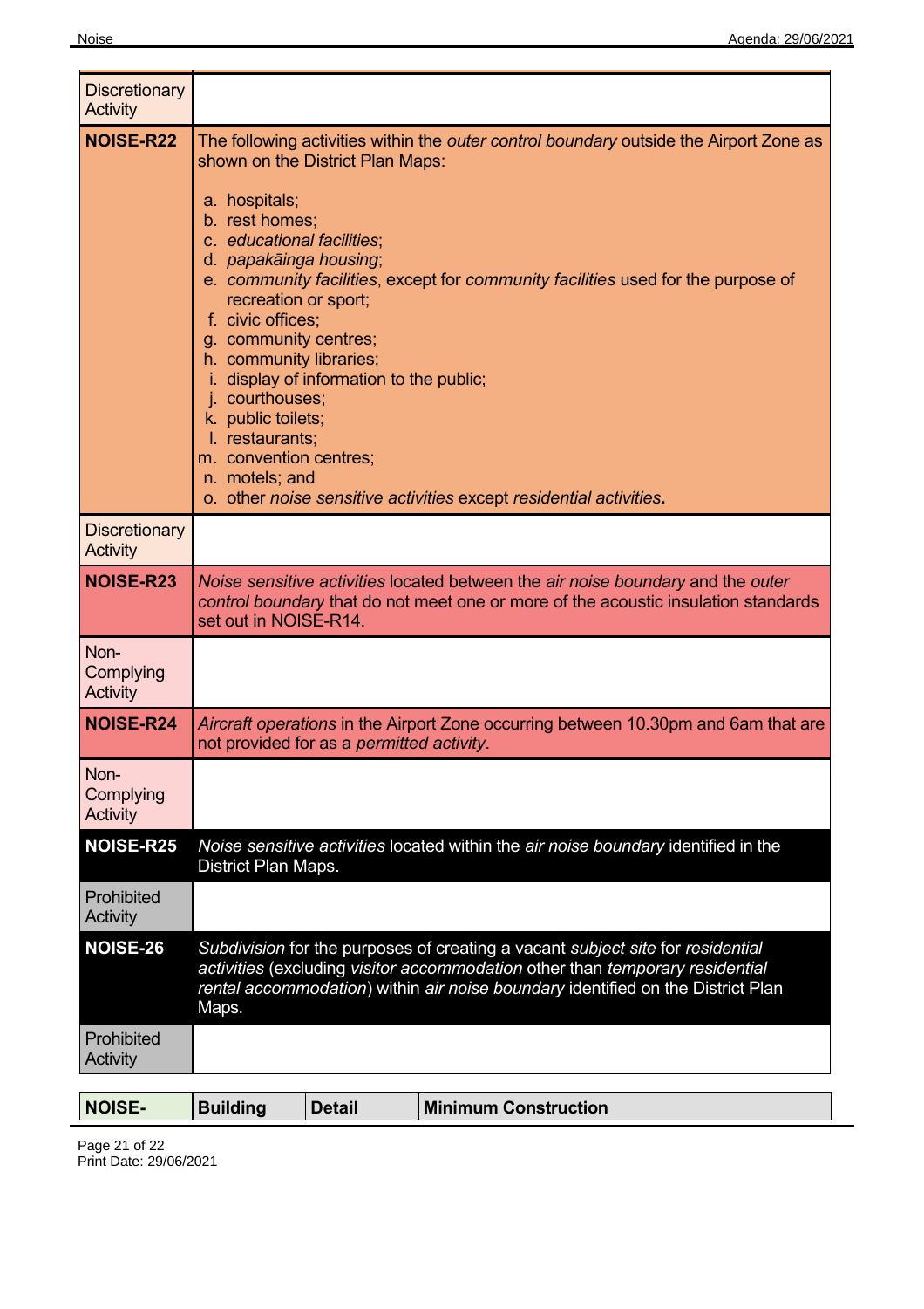| | |
|---|---|
| Discretionary Activity | |
| **NOISE-R22** | The following activities within the *outer control boundary* outside the Airport Zone as shown on the District Plan Maps:<br><br>a. hospitals;<br>b. rest homes;<br>c. *educational facilities*;<br>d. *papakāinga housing*;<br>e. *community facilities*, except for *community facilities* used for the purpose of recreation or sport;<br>f. civic offices;<br>g. community centres;<br>h. community libraries;<br>i. display of information to the public;<br>j. courthouses;<br>k. public toilets;<br>l. restaurants;<br>m. convention centres;<br>n. motels; and<br>o. other *noise sensitive activities* except *residential activities*. |
| Discretionary Activity | |
| **NOISE-R23** | *Noise sensitive activities* located between the *air noise boundary* and the *outer control boundary* that do not meet one or more of the acoustic insulation standards set out in NOISE-R14. |
| Non-Complying Activity | |
| **NOISE-R24** | *Aircraft operations* in the Airport Zone occurring between 10.30pm and 6am that are not provided for as a *permitted activity*. |
| Non-Complying Activity | |
| **NOISE-R25** | *Noise sensitive activities* located within the *air noise boundary* identified in the District Plan Maps. |
| Prohibited Activity | |
| **NOISE-26** | *Subdivision* for the purposes of creating a vacant *subject site* for *residential activities* (excluding *visitor accommodation* other than *temporary residential rental accommodation*) within *air noise boundary* identified on the District Plan Maps. |
| Prohibited Activity | |

| **NOISE-** | **Building** | **Detail** | **Minimum Construction** |
|---|---|---|---|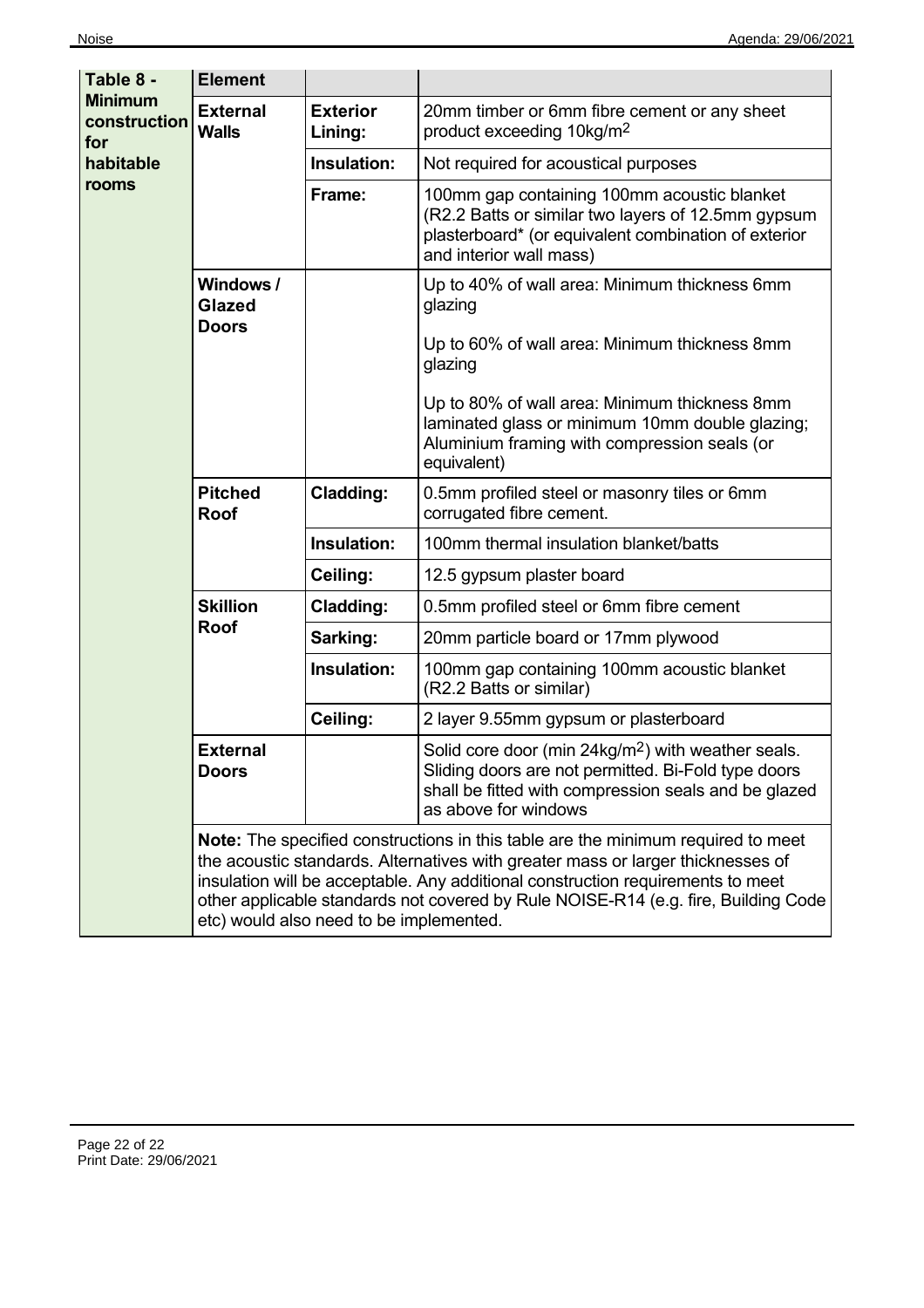| Table 8 - Minimum construction for habitable rooms | Element | | |
|---|---|---|---|
| | **External Walls** | **Exterior Lining:** | 20mm timber or 6mm fibre cement or any sheet product exceeding 10kg/m$^2$ |
| | | **Insulation:** | Not required for acoustical purposes |
| | | **Frame:** | 100mm gap containing 100mm acoustic blanket (R2.2 Batts or similar two layers of 12.5mm gypsum plasterboard* (or equivalent combination of exterior and interior wall mass) |
| | **Windows / Glazed Doors** | | Up to 40% of wall area: Minimum thickness 6mm glazing<br><br>Up to 60% of wall area: Minimum thickness 8mm glazing<br><br>Up to 80% of wall area: Minimum thickness 8mm laminated glass or minimum 10mm double glazing; Aluminium framing with compression seals (or equivalent) |
| | **Pitched Roof** | **Cladding:** | 0.5mm profiled steel or masonry tiles or 6mm corrugated fibre cement. |
| | | **Insulation:** | 100mm thermal insulation blanket/batts |
| | | **Ceiling:** | 12.5 gypsum plaster board |
| | **Skillion Roof** | **Cladding:** | 0.5mm profiled steel or 6mm fibre cement |
| | | **Sarking:** | 20mm particle board or 17mm plywood |
| | | **Insulation:** | 100mm gap containing 100mm acoustic blanket (R2.2 Batts or similar) |
| | | **Ceiling:** | 2 layer 9.55mm gypsum or plasterboard |
| | **External Doors** | | Solid core door (min 24kg/m$^2$) with weather seals. Sliding doors are not permitted. Bi-Fold type doors shall be fitted with compression seals and be glazed as above for windows |
| | **Note:** The specified constructions in this table are the minimum required to meet the acoustic standards. Alternatives with greater mass or larger thicknesses of insulation will be acceptable. Any additional construction requirements to meet other applicable standards not covered by Rule NOISE-R14 (e.g. fire, Building Code etc) would also need to be implemented. | | |